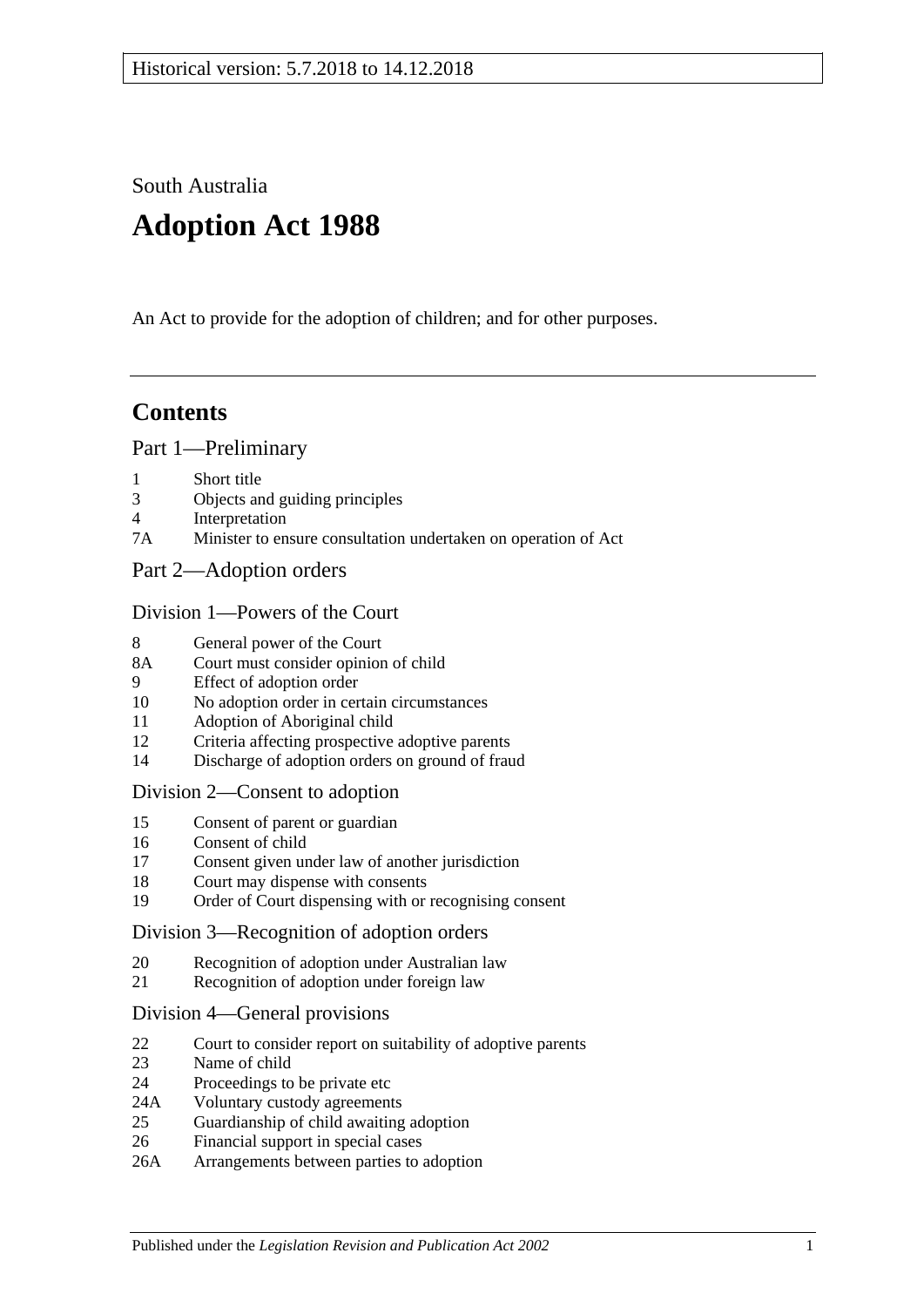Historical version: 5.7.2018 to 14.12.2018

South Australia

# Adoption Act 1988

An Act to provide for the adoption of children; and for other purposes.

## Contents

### Part 1—Preliminary

1 Short title
3 Objects and guiding principles
4 Interpretation
7A Minister to ensure consultation undertaken on operation of Act

### Part 2—Adoption orders

#### Division 1—Powers of the Court

8 General power of the Court
8A Court must consider opinion of child
9 Effect of adoption order
10 No adoption order in certain circumstances
11 Adoption of Aboriginal child
12 Criteria affecting prospective adoptive parents
14 Discharge of adoption orders on ground of fraud

#### Division 2—Consent to adoption

15 Consent of parent or guardian
16 Consent of child
17 Consent given under law of another jurisdiction
18 Court may dispense with consents
19 Order of Court dispensing with or recognising consent

#### Division 3—Recognition of adoption orders

20 Recognition of adoption under Australian law
21 Recognition of adoption under foreign law

#### Division 4—General provisions

22 Court to consider report on suitability of adoptive parents
23 Name of child
24 Proceedings to be private etc
24A Voluntary custody agreements
25 Guardianship of child awaiting adoption
26 Financial support in special cases
26A Arrangements between parties to adoption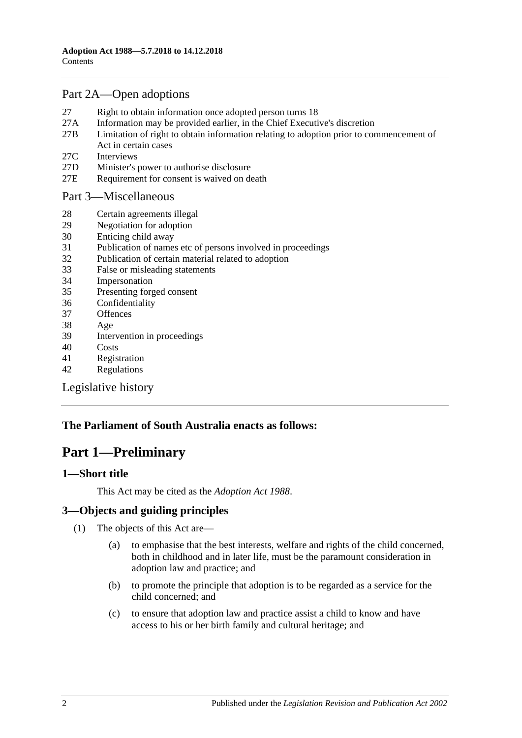## Part 2A—Open adoptions

27 Right to obtain information once adopted person turns 18
27A Information may be provided earlier, in the Chief Executive's discretion
27B Limitation of right to obtain information relating to adoption prior to commencement of Act in certain cases
27C Interviews
27D Minister's power to authorise disclosure
27E Requirement for consent is waived on death

## Part 3—Miscellaneous

28 Certain agreements illegal
29 Negotiation for adoption
30 Enticing child away
31 Publication of names etc of persons involved in proceedings
32 Publication of certain material related to adoption
33 False or misleading statements
34 Impersonation
35 Presenting forged consent
36 Confidentiality
37 Offences
38 Age
39 Intervention in proceedings
40 Costs
41 Registration
42 Regulations

Legislative history

**The Parliament of South Australia enacts as follows:**

# Part 1—Preliminary

### 1—Short title

This Act may be cited as the *Adoption Act 1988*.

### 3—Objects and guiding principles

(1) The objects of this Act are—

(a) to emphasise that the best interests, welfare and rights of the child concerned, both in childhood and in later life, must be the paramount consideration in adoption law and practice; and

(b) to promote the principle that adoption is to be regarded as a service for the child concerned; and

(c) to ensure that adoption law and practice assist a child to know and have access to his or her birth family and cultural heritage; and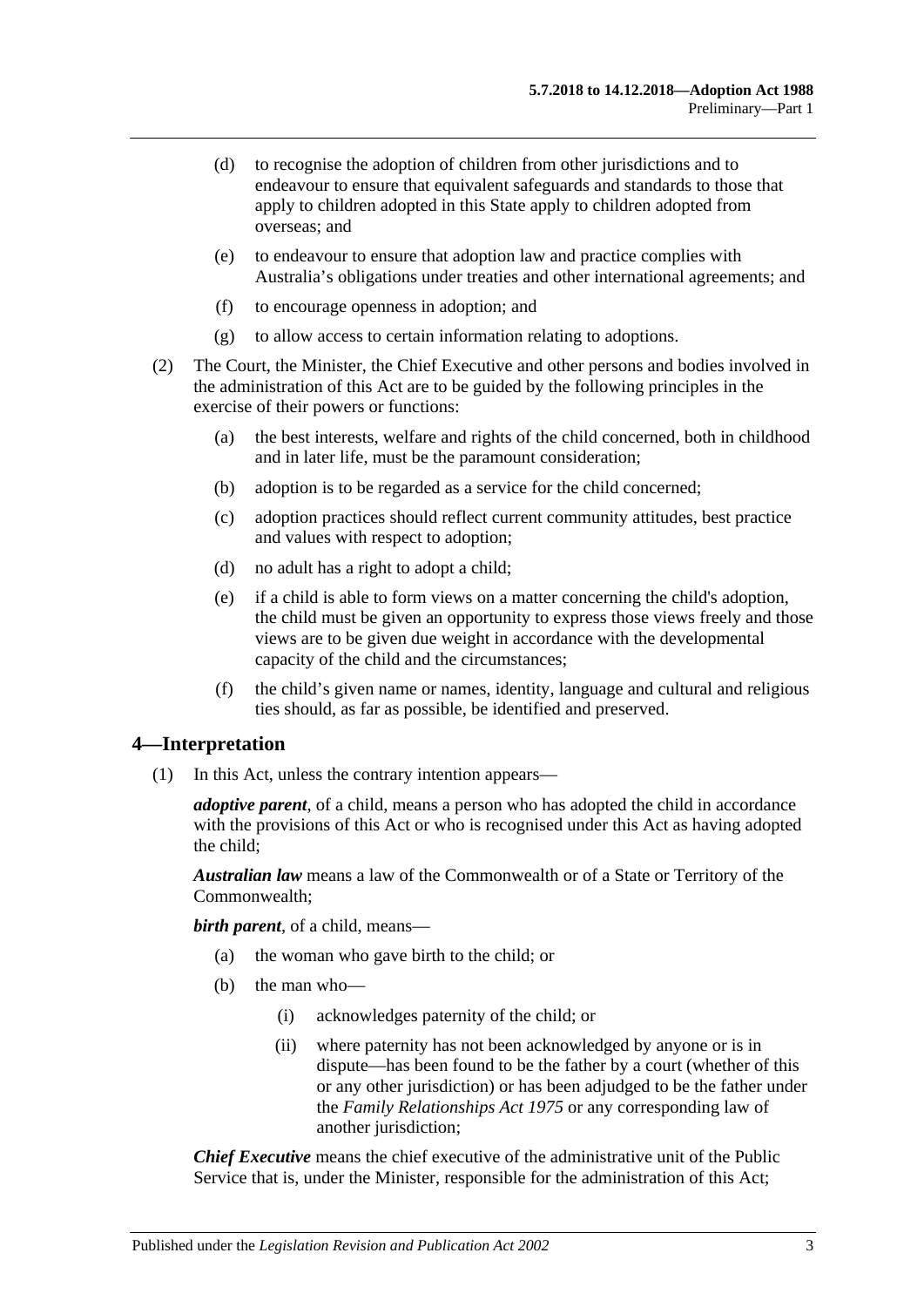- (d) to recognise the adoption of children from other jurisdictions and to endeavour to ensure that equivalent safeguards and standards to those that apply to children adopted in this State apply to children adopted from overseas; and
- (e) to endeavour to ensure that adoption law and practice complies with Australia's obligations under treaties and other international agreements; and
- (f) to encourage openness in adoption; and
- (g) to allow access to certain information relating to adoptions.

(2) The Court, the Minister, the Chief Executive and other persons and bodies involved in the administration of this Act are to be guided by the following principles in the exercise of their powers or functions:

- (a) the best interests, welfare and rights of the child concerned, both in childhood and in later life, must be the paramount consideration;
- (b) adoption is to be regarded as a service for the child concerned;
- (c) adoption practices should reflect current community attitudes, best practice and values with respect to adoption;
- (d) no adult has a right to adopt a child;
- (e) if a child is able to form views on a matter concerning the child's adoption, the child must be given an opportunity to express those views freely and those views are to be given due weight in accordance with the developmental capacity of the child and the circumstances;
- (f) the child's given name or names, identity, language and cultural and religious ties should, as far as possible, be identified and preserved.

## 4—Interpretation

(1) In this Act, unless the contrary intention appears—

***adoptive parent***, of a child, means a person who has adopted the child in accordance with the provisions of this Act or who is recognised under this Act as having adopted the child;

***Australian law*** means a law of the Commonwealth or of a State or Territory of the Commonwealth;

***birth parent***, of a child, means—

- (a) the woman who gave birth to the child; or
- (b) the man who—
  - (i) acknowledges paternity of the child; or
  - (ii) where paternity has not been acknowledged by anyone or is in dispute—has been found to be the father by a court (whether of this or any other jurisdiction) or has been adjudged to be the father under the *Family Relationships Act 1975* or any corresponding law of another jurisdiction;

***Chief Executive*** means the chief executive of the administrative unit of the Public Service that is, under the Minister, responsible for the administration of this Act;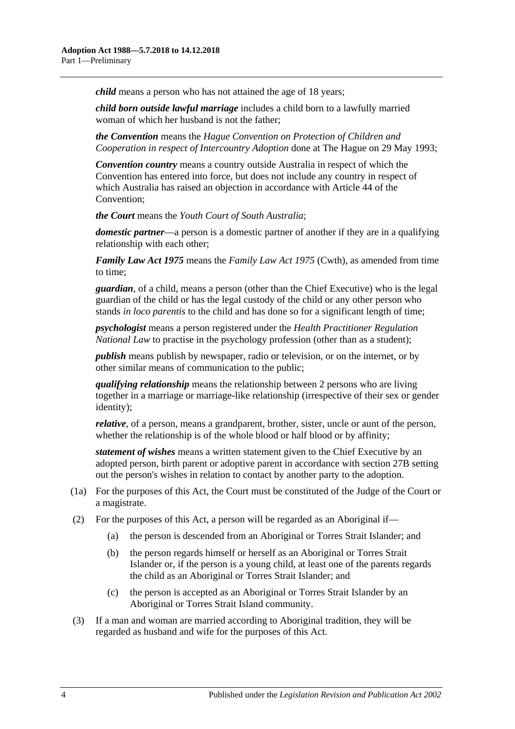***child*** means a person who has not attained the age of 18 years;

***child born outside lawful marriage*** includes a child born to a lawfully married woman of which her husband is not the father;

***the Convention*** means the *Hague Convention on Protection of Children and Cooperation in respect of Intercountry Adoption* done at The Hague on 29 May 1993;

***Convention country*** means a country outside Australia in respect of which the Convention has entered into force, but does not include any country in respect of which Australia has raised an objection in accordance with Article 44 of the Convention;

***the Court*** means the *Youth Court of South Australia*;

***domestic partner***—a person is a domestic partner of another if they are in a qualifying relationship with each other;

***Family Law Act 1975*** means the *Family Law Act 1975* (Cwth), as amended from time to time;

***guardian***, of a child, means a person (other than the Chief Executive) who is the legal guardian of the child or has the legal custody of the child or any other person who stands *in loco parentis* to the child and has done so for a significant length of time;

***psychologist*** means a person registered under the *Health Practitioner Regulation National Law* to practise in the psychology profession (other than as a student);

***publish*** means publish by newspaper, radio or television, or on the internet, or by other similar means of communication to the public;

***qualifying relationship*** means the relationship between 2 persons who are living together in a marriage or marriage-like relationship (irrespective of their sex or gender identity);

***relative***, of a person, means a grandparent, brother, sister, uncle or aunt of the person, whether the relationship is of the whole blood or half blood or by affinity;

***statement of wishes*** means a written statement given to the Chief Executive by an adopted person, birth parent or adoptive parent in accordance with section 27B setting out the person's wishes in relation to contact by another party to the adoption.

(1a) For the purposes of this Act, the Court must be constituted of the Judge of the Court or a magistrate.

(2) For the purposes of this Act, a person will be regarded as an Aboriginal if—

- (a) the person is descended from an Aboriginal or Torres Strait Islander; and
- (b) the person regards himself or herself as an Aboriginal or Torres Strait Islander or, if the person is a young child, at least one of the parents regards the child as an Aboriginal or Torres Strait Islander; and
- (c) the person is accepted as an Aboriginal or Torres Strait Islander by an Aboriginal or Torres Strait Island community.

(3) If a man and woman are married according to Aboriginal tradition, they will be regarded as husband and wife for the purposes of this Act.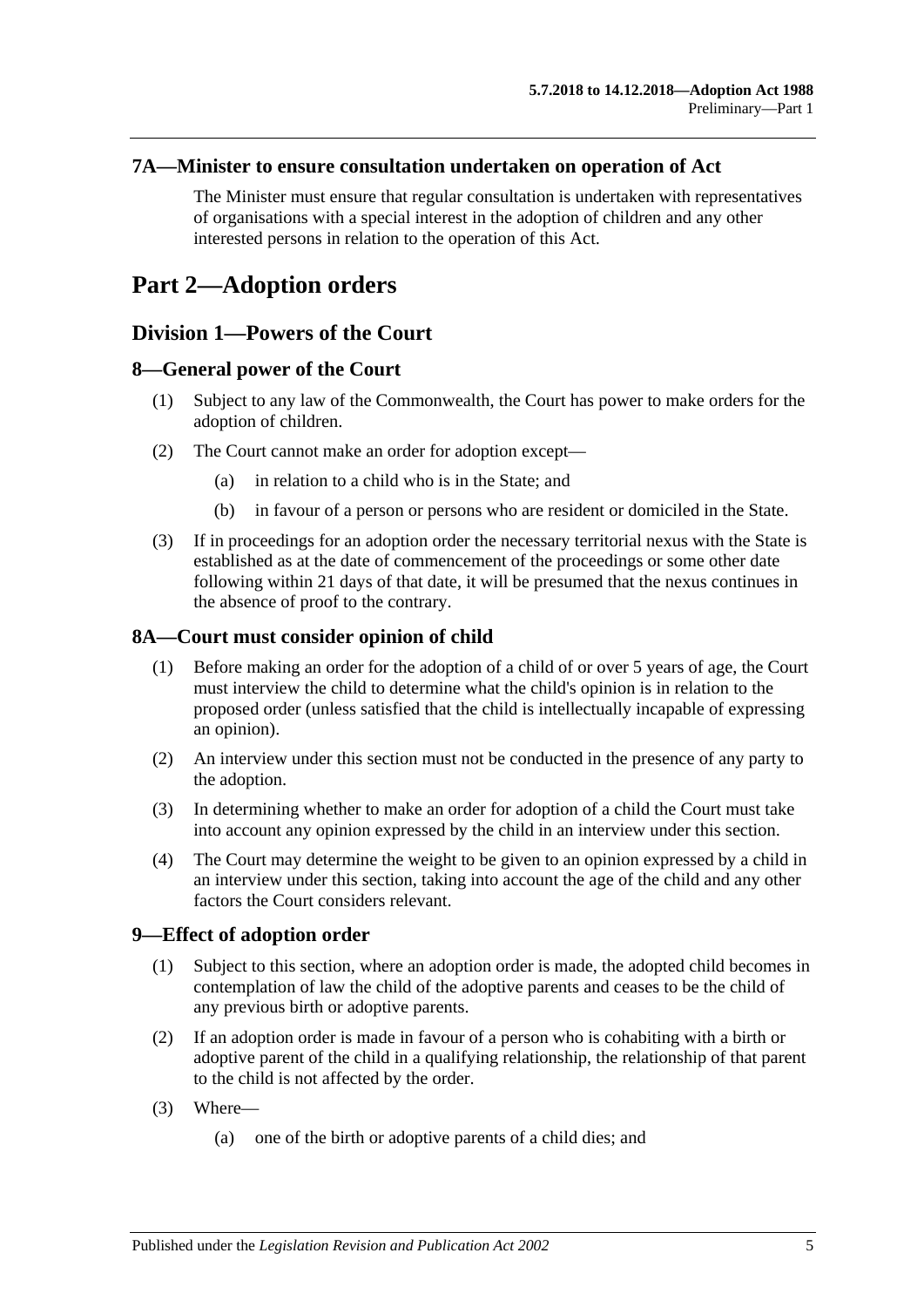### 7A—Minister to ensure consultation undertaken on operation of Act

The Minister must ensure that regular consultation is undertaken with representatives of organisations with a special interest in the adoption of children and any other interested persons in relation to the operation of this Act.

# Part 2—Adoption orders

## Division 1—Powers of the Court

### 8—General power of the Court

(1) Subject to any law of the Commonwealth, the Court has power to make orders for the adoption of children.

(2) The Court cannot make an order for adoption except—

(a) in relation to a child who is in the State; and

(b) in favour of a person or persons who are resident or domiciled in the State.

(3) If in proceedings for an adoption order the necessary territorial nexus with the State is established as at the date of commencement of the proceedings or some other date following within 21 days of that date, it will be presumed that the nexus continues in the absence of proof to the contrary.

### 8A—Court must consider opinion of child

(1) Before making an order for the adoption of a child of or over 5 years of age, the Court must interview the child to determine what the child's opinion is in relation to the proposed order (unless satisfied that the child is intellectually incapable of expressing an opinion).

(2) An interview under this section must not be conducted in the presence of any party to the adoption.

(3) In determining whether to make an order for adoption of a child the Court must take into account any opinion expressed by the child in an interview under this section.

(4) The Court may determine the weight to be given to an opinion expressed by a child in an interview under this section, taking into account the age of the child and any other factors the Court considers relevant.

### 9—Effect of adoption order

(1) Subject to this section, where an adoption order is made, the adopted child becomes in contemplation of law the child of the adoptive parents and ceases to be the child of any previous birth or adoptive parents.

(2) If an adoption order is made in favour of a person who is cohabiting with a birth or adoptive parent of the child in a qualifying relationship, the relationship of that parent to the child is not affected by the order.

(3) Where—

(a) one of the birth or adoptive parents of a child dies; and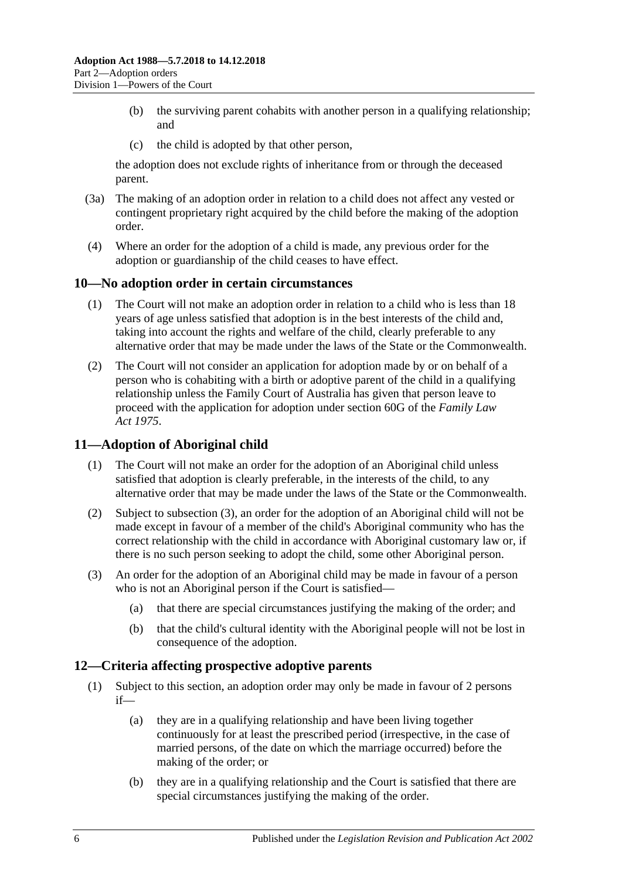(b) the surviving parent cohabits with another person in a qualifying relationship; and

(c) the child is adopted by that other person,

the adoption does not exclude rights of inheritance from or through the deceased parent.

(3a) The making of an adoption order in relation to a child does not affect any vested or contingent proprietary right acquired by the child before the making of the adoption order.

(4) Where an order for the adoption of a child is made, any previous order for the adoption or guardianship of the child ceases to have effect.

## 10—No adoption order in certain circumstances

(1) The Court will not make an adoption order in relation to a child who is less than 18 years of age unless satisfied that adoption is in the best interests of the child and, taking into account the rights and welfare of the child, clearly preferable to any alternative order that may be made under the laws of the State or the Commonwealth.

(2) The Court will not consider an application for adoption made by or on behalf of a person who is cohabiting with a birth or adoptive parent of the child in a qualifying relationship unless the Family Court of Australia has given that person leave to proceed with the application for adoption under section 60G of the *Family Law Act 1975*.

## 11—Adoption of Aboriginal child

(1) The Court will not make an order for the adoption of an Aboriginal child unless satisfied that adoption is clearly preferable, in the interests of the child, to any alternative order that may be made under the laws of the State or the Commonwealth.

(2) Subject to subsection (3), an order for the adoption of an Aboriginal child will not be made except in favour of a member of the child's Aboriginal community who has the correct relationship with the child in accordance with Aboriginal customary law or, if there is no such person seeking to adopt the child, some other Aboriginal person.

(3) An order for the adoption of an Aboriginal child may be made in favour of a person who is not an Aboriginal person if the Court is satisfied—

(a) that there are special circumstances justifying the making of the order; and

(b) that the child's cultural identity with the Aboriginal people will not be lost in consequence of the adoption.

## 12—Criteria affecting prospective adoptive parents

(1) Subject to this section, an adoption order may only be made in favour of 2 persons if—

(a) they are in a qualifying relationship and have been living together continuously for at least the prescribed period (irrespective, in the case of married persons, of the date on which the marriage occurred) before the making of the order; or

(b) they are in a qualifying relationship and the Court is satisfied that there are special circumstances justifying the making of the order.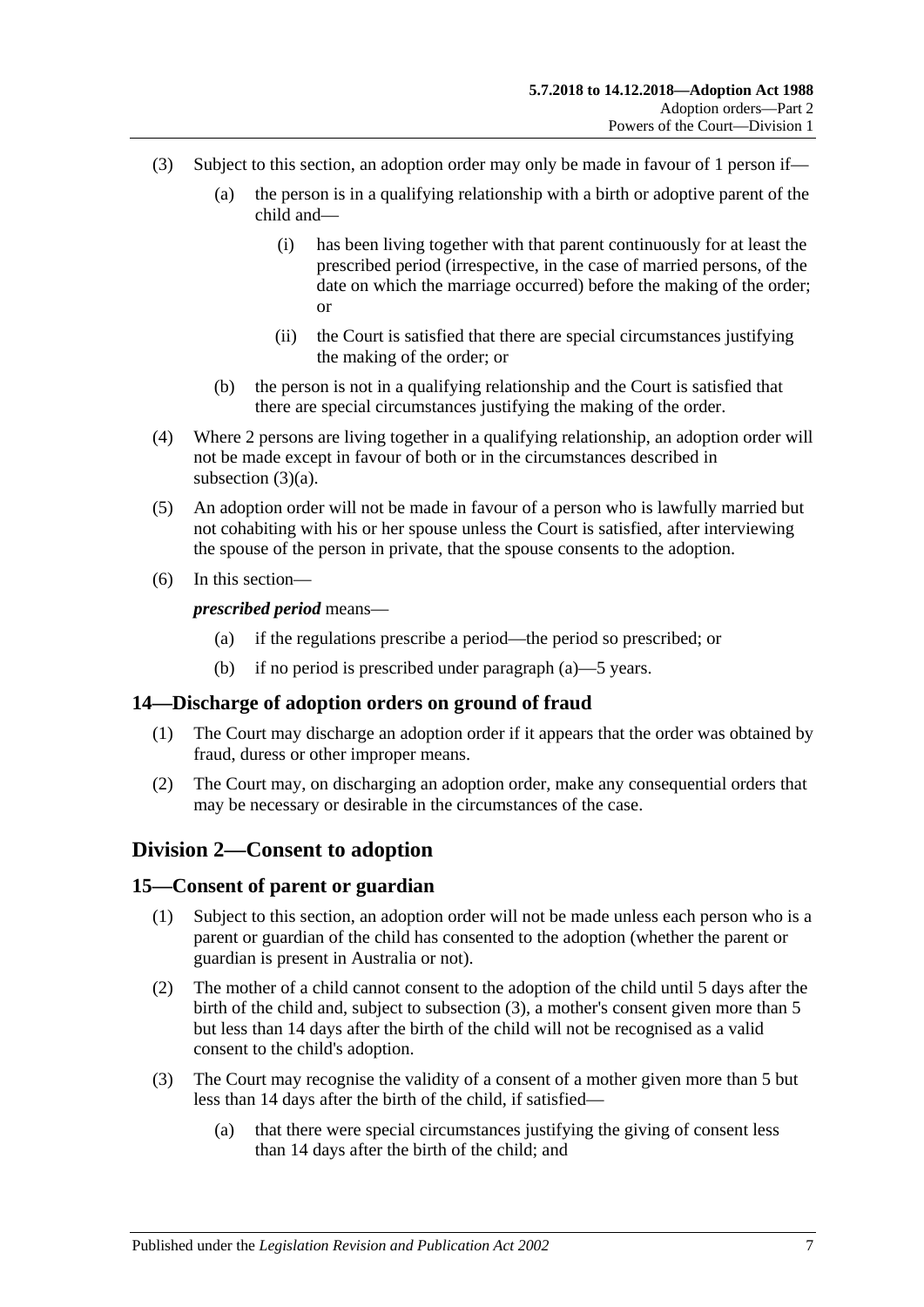(3) Subject to this section, an adoption order may only be made in favour of 1 person if—

(a) the person is in a qualifying relationship with a birth or adoptive parent of the child and—

(i) has been living together with that parent continuously for at least the prescribed period (irrespective, in the case of married persons, of the date on which the marriage occurred) before the making of the order; or

(ii) the Court is satisfied that there are special circumstances justifying the making of the order; or

(b) the person is not in a qualifying relationship and the Court is satisfied that there are special circumstances justifying the making of the order.

(4) Where 2 persons are living together in a qualifying relationship, an adoption order will not be made except in favour of both or in the circumstances described in subsection (3)(a).

(5) An adoption order will not be made in favour of a person who is lawfully married but not cohabiting with his or her spouse unless the Court is satisfied, after interviewing the spouse of the person in private, that the spouse consents to the adoption.

(6) In this section—

***prescribed period*** means—

(a) if the regulations prescribe a period—the period so prescribed; or

(b) if no period is prescribed under paragraph (a)—5 years.

### 14—Discharge of adoption orders on ground of fraud

(1) The Court may discharge an adoption order if it appears that the order was obtained by fraud, duress or other improper means.

(2) The Court may, on discharging an adoption order, make any consequential orders that may be necessary or desirable in the circumstances of the case.

## Division 2—Consent to adoption

### 15—Consent of parent or guardian

(1) Subject to this section, an adoption order will not be made unless each person who is a parent or guardian of the child has consented to the adoption (whether the parent or guardian is present in Australia or not).

(2) The mother of a child cannot consent to the adoption of the child until 5 days after the birth of the child and, subject to subsection (3), a mother's consent given more than 5 but less than 14 days after the birth of the child will not be recognised as a valid consent to the child's adoption.

(3) The Court may recognise the validity of a consent of a mother given more than 5 but less than 14 days after the birth of the child, if satisfied—

(a) that there were special circumstances justifying the giving of consent less than 14 days after the birth of the child; and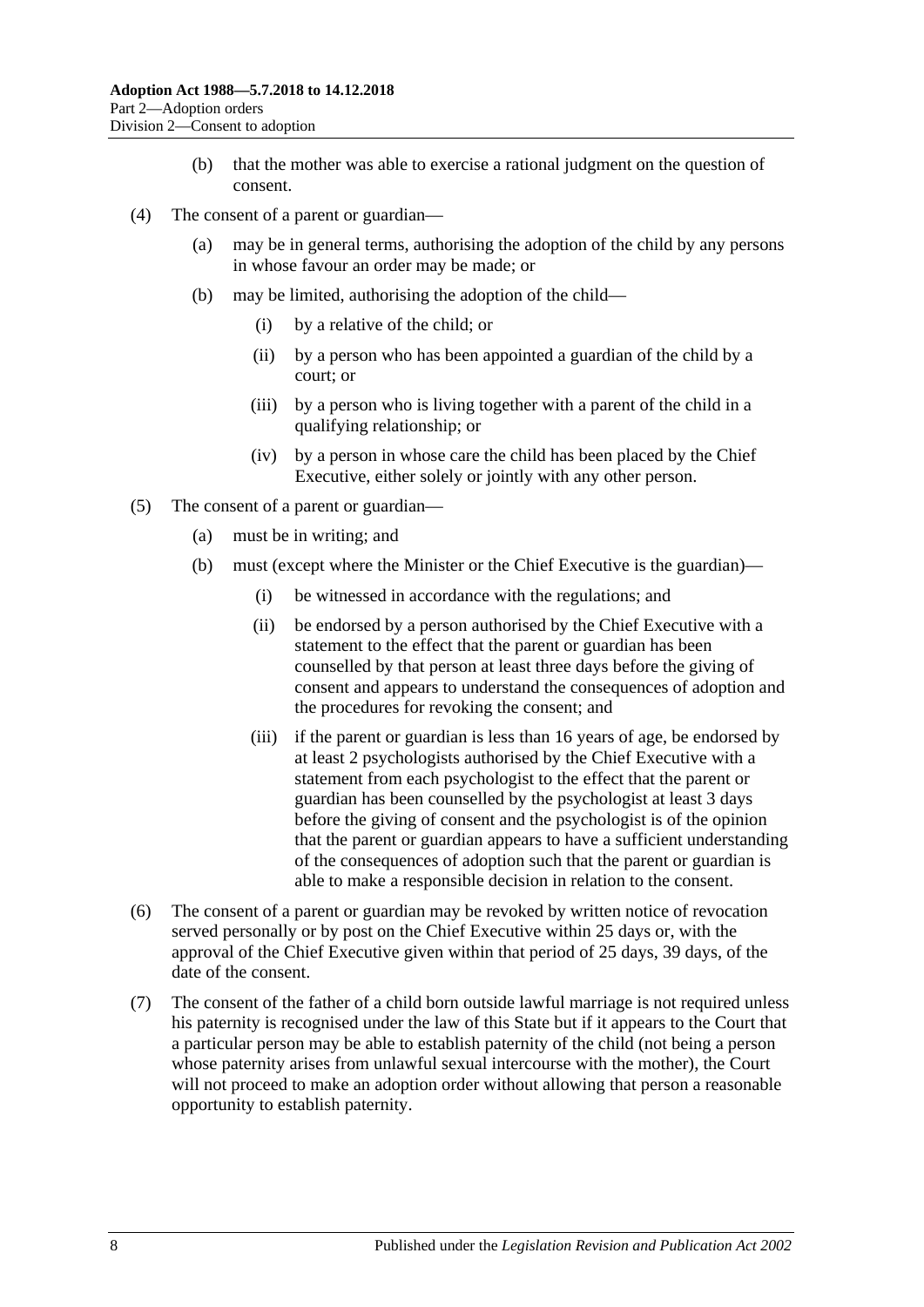(b) that the mother was able to exercise a rational judgment on the question of consent.

(4) The consent of a parent or guardian—

(a) may be in general terms, authorising the adoption of the child by any persons in whose favour an order may be made; or

(b) may be limited, authorising the adoption of the child—

(i) by a relative of the child; or

(ii) by a person who has been appointed a guardian of the child by a court; or

(iii) by a person who is living together with a parent of the child in a qualifying relationship; or

(iv) by a person in whose care the child has been placed by the Chief Executive, either solely or jointly with any other person.

(5) The consent of a parent or guardian—

(a) must be in writing; and

(b) must (except where the Minister or the Chief Executive is the guardian)—

(i) be witnessed in accordance with the regulations; and

(ii) be endorsed by a person authorised by the Chief Executive with a statement to the effect that the parent or guardian has been counselled by that person at least three days before the giving of consent and appears to understand the consequences of adoption and the procedures for revoking the consent; and

(iii) if the parent or guardian is less than 16 years of age, be endorsed by at least 2 psychologists authorised by the Chief Executive with a statement from each psychologist to the effect that the parent or guardian has been counselled by the psychologist at least 3 days before the giving of consent and the psychologist is of the opinion that the parent or guardian appears to have a sufficient understanding of the consequences of adoption such that the parent or guardian is able to make a responsible decision in relation to the consent.

(6) The consent of a parent or guardian may be revoked by written notice of revocation served personally or by post on the Chief Executive within 25 days or, with the approval of the Chief Executive given within that period of 25 days, 39 days, of the date of the consent.

(7) The consent of the father of a child born outside lawful marriage is not required unless his paternity is recognised under the law of this State but if it appears to the Court that a particular person may be able to establish paternity of the child (not being a person whose paternity arises from unlawful sexual intercourse with the mother), the Court will not proceed to make an adoption order without allowing that person a reasonable opportunity to establish paternity.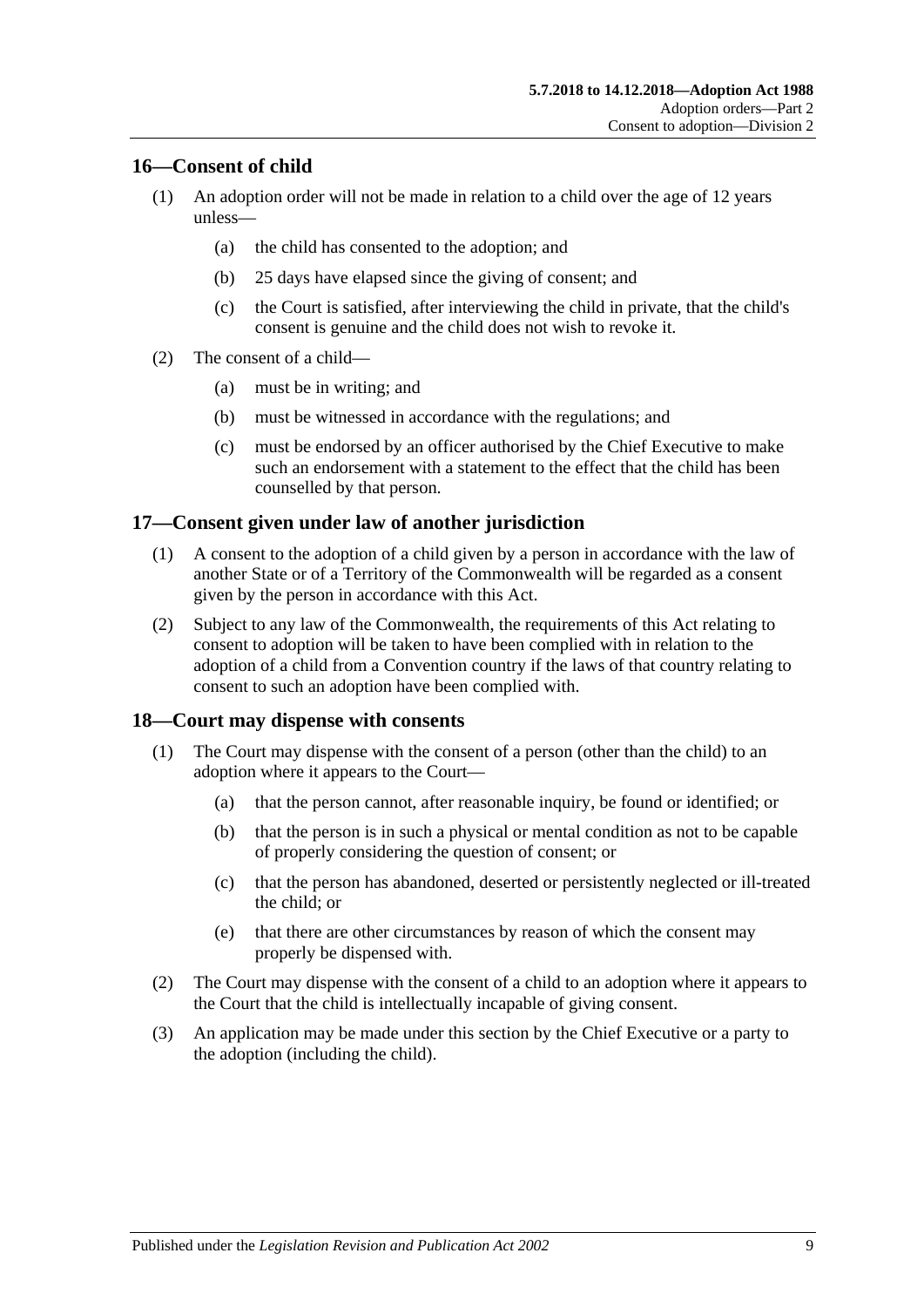## 16—Consent of child

(1) An adoption order will not be made in relation to a child over the age of 12 years unless—

(a) the child has consented to the adoption; and

(b) 25 days have elapsed since the giving of consent; and

(c) the Court is satisfied, after interviewing the child in private, that the child's consent is genuine and the child does not wish to revoke it.

(2) The consent of a child—

(a) must be in writing; and

(b) must be witnessed in accordance with the regulations; and

(c) must be endorsed by an officer authorised by the Chief Executive to make such an endorsement with a statement to the effect that the child has been counselled by that person.

## 17—Consent given under law of another jurisdiction

(1) A consent to the adoption of a child given by a person in accordance with the law of another State or of a Territory of the Commonwealth will be regarded as a consent given by the person in accordance with this Act.

(2) Subject to any law of the Commonwealth, the requirements of this Act relating to consent to adoption will be taken to have been complied with in relation to the adoption of a child from a Convention country if the laws of that country relating to consent to such an adoption have been complied with.

## 18—Court may dispense with consents

(1) The Court may dispense with the consent of a person (other than the child) to an adoption where it appears to the Court—

(a) that the person cannot, after reasonable inquiry, be found or identified; or

(b) that the person is in such a physical or mental condition as not to be capable of properly considering the question of consent; or

(c) that the person has abandoned, deserted or persistently neglected or ill-treated the child; or

(e) that there are other circumstances by reason of which the consent may properly be dispensed with.

(2) The Court may dispense with the consent of a child to an adoption where it appears to the Court that the child is intellectually incapable of giving consent.

(3) An application may be made under this section by the Chief Executive or a party to the adoption (including the child).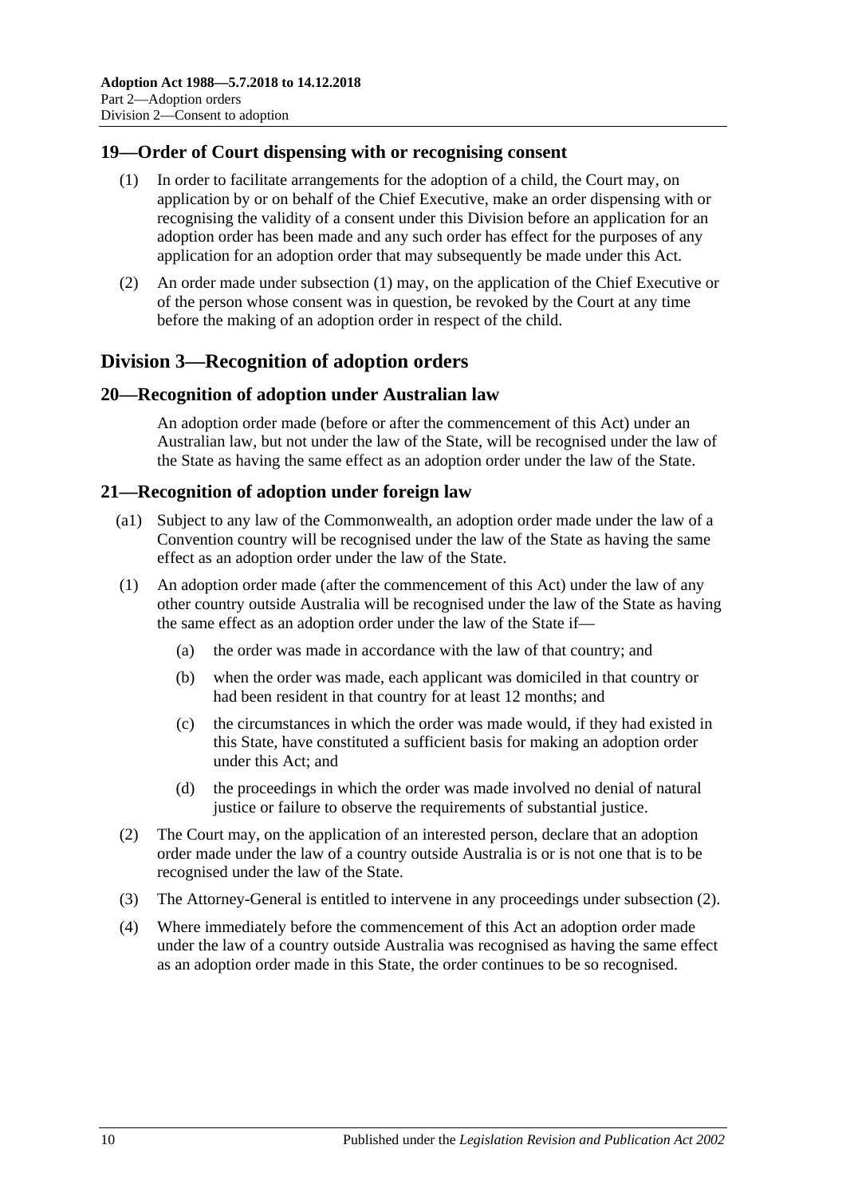## 19—Order of Court dispensing with or recognising consent

(1) In order to facilitate arrangements for the adoption of a child, the Court may, on application by or on behalf of the Chief Executive, make an order dispensing with or recognising the validity of a consent under this Division before an application for an adoption order has been made and any such order has effect for the purposes of any application for an adoption order that may subsequently be made under this Act.

(2) An order made under subsection (1) may, on the application of the Chief Executive or of the person whose consent was in question, be revoked by the Court at any time before the making of an adoption order in respect of the child.

# Division 3—Recognition of adoption orders

## 20—Recognition of adoption under Australian law

An adoption order made (before or after the commencement of this Act) under an Australian law, but not under the law of the State, will be recognised under the law of the State as having the same effect as an adoption order under the law of the State.

## 21—Recognition of adoption under foreign law

(a1) Subject to any law of the Commonwealth, an adoption order made under the law of a Convention country will be recognised under the law of the State as having the same effect as an adoption order under the law of the State.

(1) An adoption order made (after the commencement of this Act) under the law of any other country outside Australia will be recognised under the law of the State as having the same effect as an adoption order under the law of the State if—

- (a) the order was made in accordance with the law of that country; and
- (b) when the order was made, each applicant was domiciled in that country or had been resident in that country for at least 12 months; and
- (c) the circumstances in which the order was made would, if they had existed in this State, have constituted a sufficient basis for making an adoption order under this Act; and
- (d) the proceedings in which the order was made involved no denial of natural justice or failure to observe the requirements of substantial justice.

(2) The Court may, on the application of an interested person, declare that an adoption order made under the law of a country outside Australia is or is not one that is to be recognised under the law of the State.

(3) The Attorney-General is entitled to intervene in any proceedings under subsection (2).

(4) Where immediately before the commencement of this Act an adoption order made under the law of a country outside Australia was recognised as having the same effect as an adoption order made in this State, the order continues to be so recognised.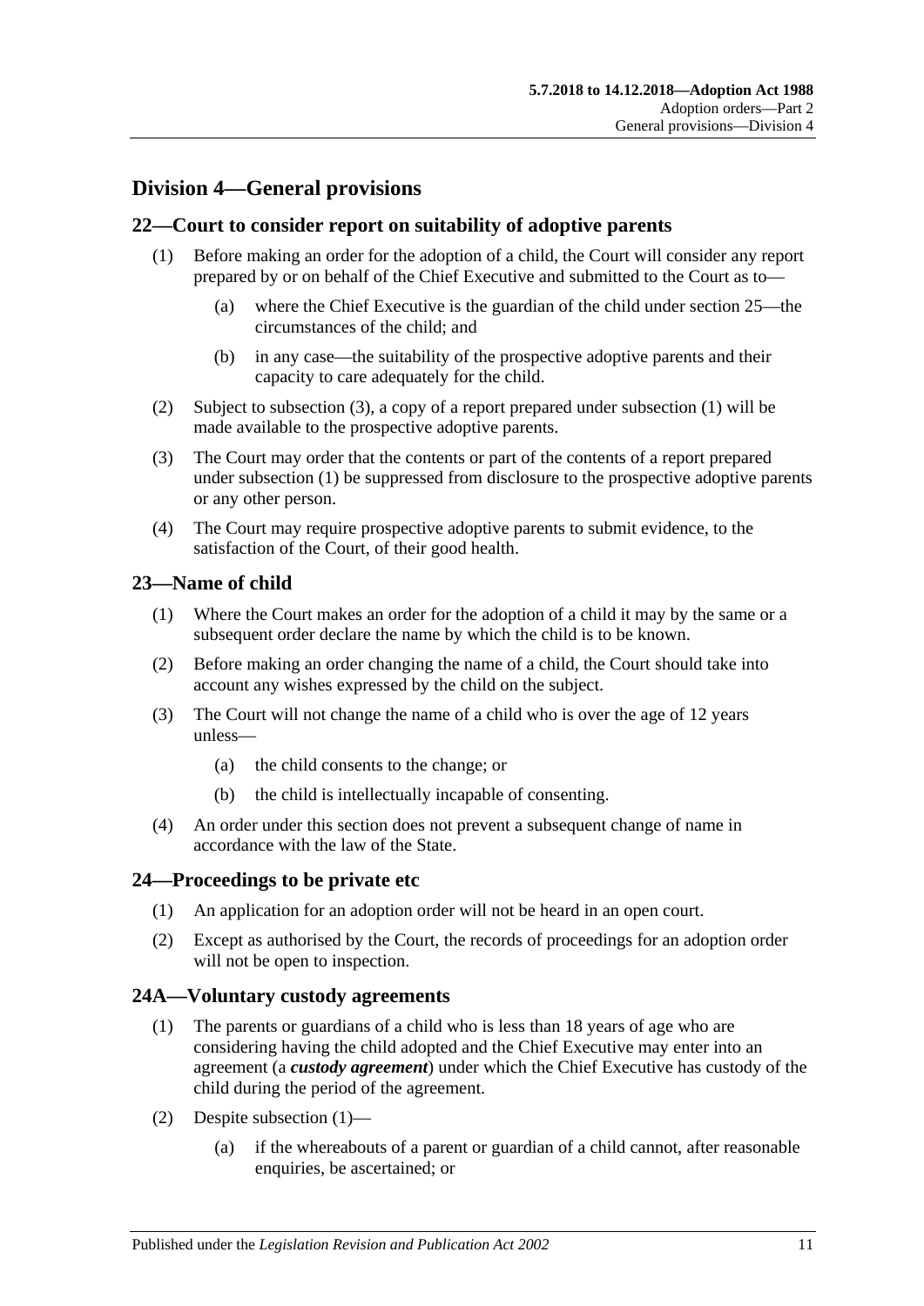## Division 4—General provisions

### 22—Court to consider report on suitability of adoptive parents

(1) Before making an order for the adoption of a child, the Court will consider any report prepared by or on behalf of the Chief Executive and submitted to the Court as to—

(a) where the Chief Executive is the guardian of the child under section 25—the circumstances of the child; and

(b) in any case—the suitability of the prospective adoptive parents and their capacity to care adequately for the child.

(2) Subject to subsection (3), a copy of a report prepared under subsection (1) will be made available to the prospective adoptive parents.

(3) The Court may order that the contents or part of the contents of a report prepared under subsection (1) be suppressed from disclosure to the prospective adoptive parents or any other person.

(4) The Court may require prospective adoptive parents to submit evidence, to the satisfaction of the Court, of their good health.

### 23—Name of child

(1) Where the Court makes an order for the adoption of a child it may by the same or a subsequent order declare the name by which the child is to be known.

(2) Before making an order changing the name of a child, the Court should take into account any wishes expressed by the child on the subject.

(3) The Court will not change the name of a child who is over the age of 12 years unless—

(a) the child consents to the change; or

(b) the child is intellectually incapable of consenting.

(4) An order under this section does not prevent a subsequent change of name in accordance with the law of the State.

### 24—Proceedings to be private etc

(1) An application for an adoption order will not be heard in an open court.

(2) Except as authorised by the Court, the records of proceedings for an adoption order will not be open to inspection.

### 24A—Voluntary custody agreements

(1) The parents or guardians of a child who is less than 18 years of age who are considering having the child adopted and the Chief Executive may enter into an agreement (a ***custody agreement***) under which the Chief Executive has custody of the child during the period of the agreement.

(2) Despite subsection (1)—

(a) if the whereabouts of a parent or guardian of a child cannot, after reasonable enquiries, be ascertained; or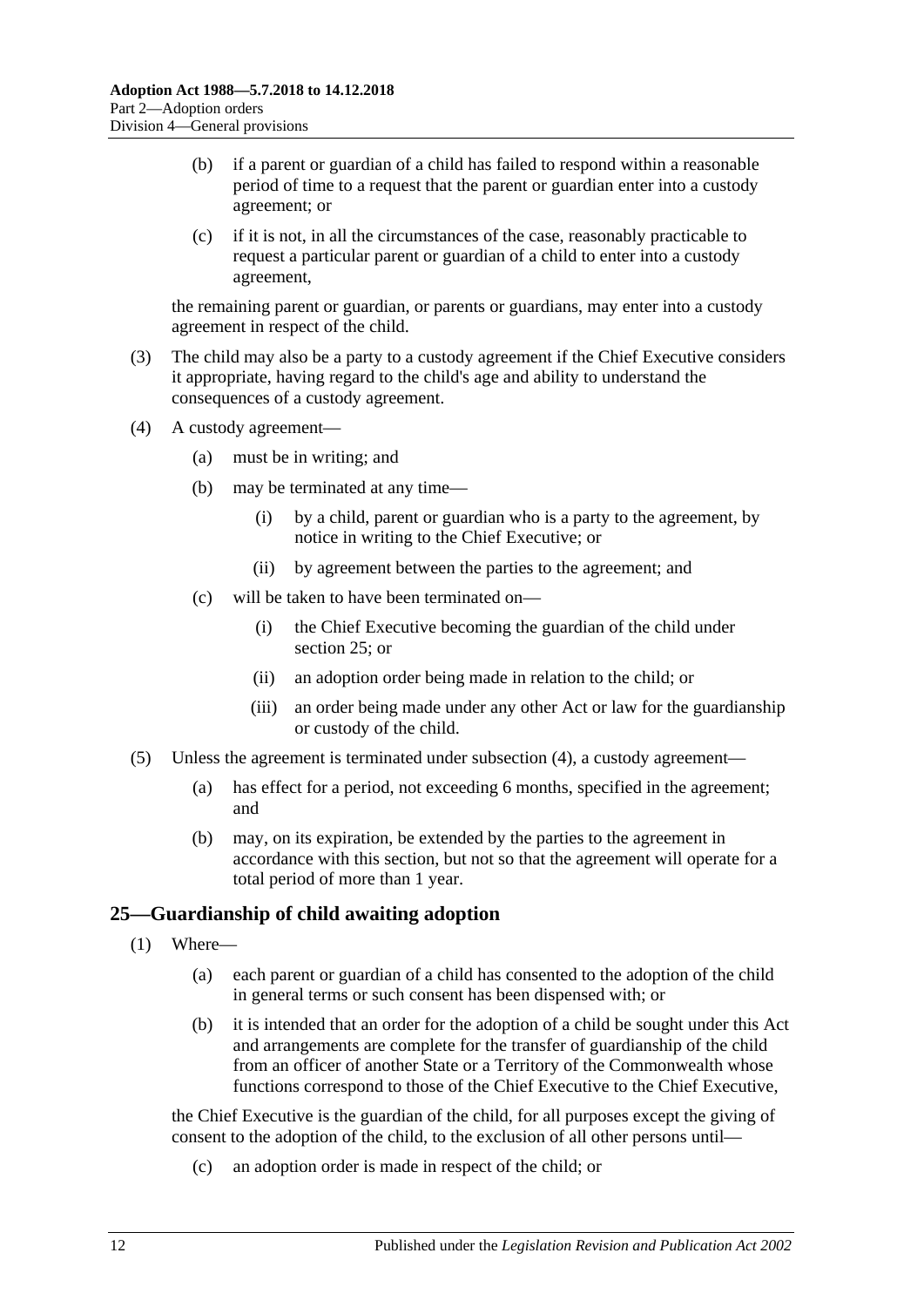(b) if a parent or guardian of a child has failed to respond within a reasonable period of time to a request that the parent or guardian enter into a custody agreement; or

(c) if it is not, in all the circumstances of the case, reasonably practicable to request a particular parent or guardian of a child to enter into a custody agreement,

the remaining parent or guardian, or parents or guardians, may enter into a custody agreement in respect of the child.

(3) The child may also be a party to a custody agreement if the Chief Executive considers it appropriate, having regard to the child's age and ability to understand the consequences of a custody agreement.

(4) A custody agreement—

(a) must be in writing; and

(b) may be terminated at any time—

(i) by a child, parent or guardian who is a party to the agreement, by notice in writing to the Chief Executive; or

(ii) by agreement between the parties to the agreement; and

(c) will be taken to have been terminated on—

(i) the Chief Executive becoming the guardian of the child under section 25; or

(ii) an adoption order being made in relation to the child; or

(iii) an order being made under any other Act or law for the guardianship or custody of the child.

(5) Unless the agreement is terminated under subsection (4), a custody agreement—

(a) has effect for a period, not exceeding 6 months, specified in the agreement; and

(b) may, on its expiration, be extended by the parties to the agreement in accordance with this section, but not so that the agreement will operate for a total period of more than 1 year.

## 25—Guardianship of child awaiting adoption

(1) Where—

(a) each parent or guardian of a child has consented to the adoption of the child in general terms or such consent has been dispensed with; or

(b) it is intended that an order for the adoption of a child be sought under this Act and arrangements are complete for the transfer of guardianship of the child from an officer of another State or a Territory of the Commonwealth whose functions correspond to those of the Chief Executive to the Chief Executive,

the Chief Executive is the guardian of the child, for all purposes except the giving of consent to the adoption of the child, to the exclusion of all other persons until—

(c) an adoption order is made in respect of the child; or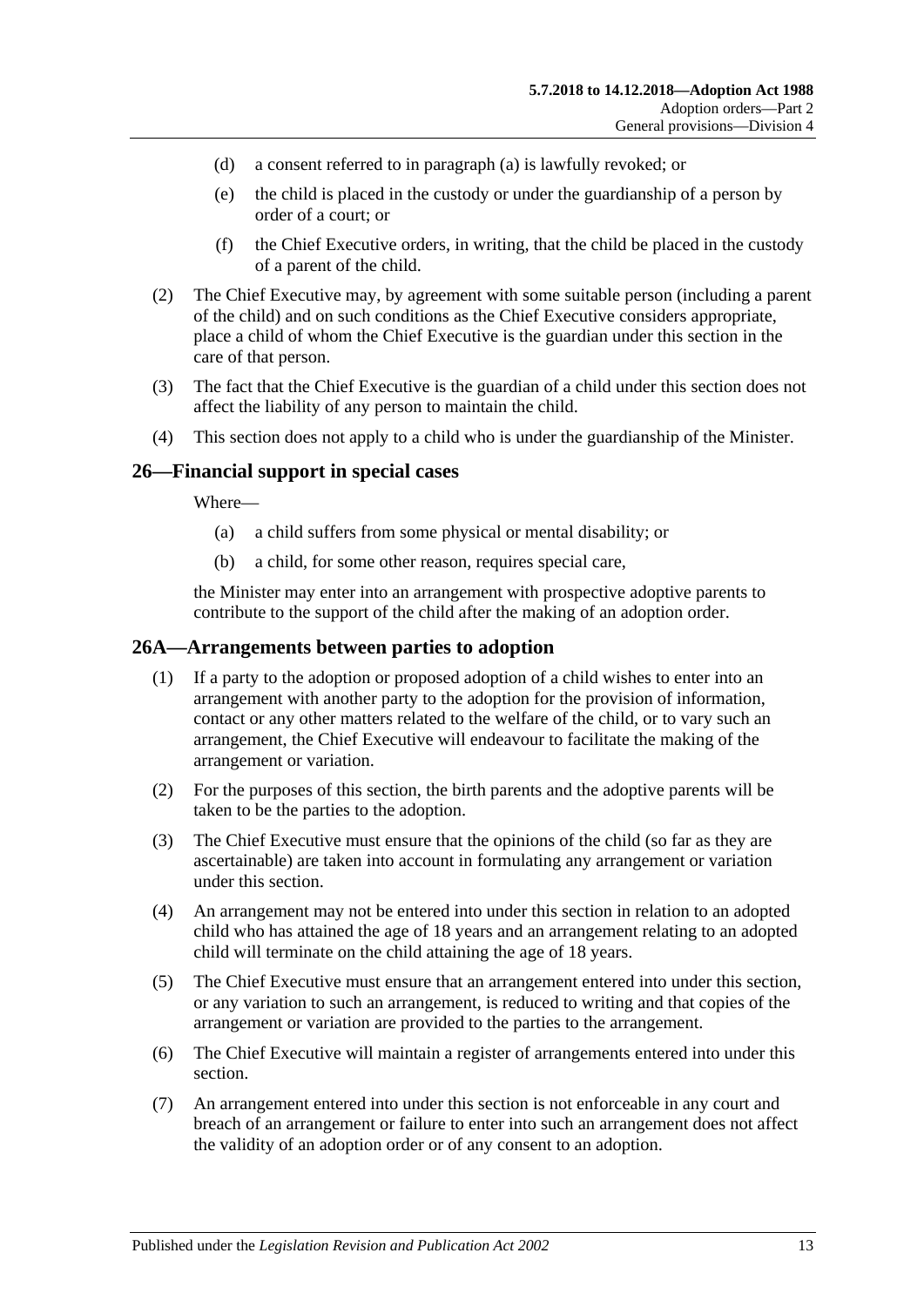(d) a consent referred to in paragraph (a) is lawfully revoked; or

(e) the child is placed in the custody or under the guardianship of a person by order of a court; or

(f) the Chief Executive orders, in writing, that the child be placed in the custody of a parent of the child.

(2) The Chief Executive may, by agreement with some suitable person (including a parent of the child) and on such conditions as the Chief Executive considers appropriate, place a child of whom the Chief Executive is the guardian under this section in the care of that person.

(3) The fact that the Chief Executive is the guardian of a child under this section does not affect the liability of any person to maintain the child.

(4) This section does not apply to a child who is under the guardianship of the Minister.

## 26—Financial support in special cases

Where—

(a) a child suffers from some physical or mental disability; or

(b) a child, for some other reason, requires special care,

the Minister may enter into an arrangement with prospective adoptive parents to contribute to the support of the child after the making of an adoption order.

## 26A—Arrangements between parties to adoption

(1) If a party to the adoption or proposed adoption of a child wishes to enter into an arrangement with another party to the adoption for the provision of information, contact or any other matters related to the welfare of the child, or to vary such an arrangement, the Chief Executive will endeavour to facilitate the making of the arrangement or variation.

(2) For the purposes of this section, the birth parents and the adoptive parents will be taken to be the parties to the adoption.

(3) The Chief Executive must ensure that the opinions of the child (so far as they are ascertainable) are taken into account in formulating any arrangement or variation under this section.

(4) An arrangement may not be entered into under this section in relation to an adopted child who has attained the age of 18 years and an arrangement relating to an adopted child will terminate on the child attaining the age of 18 years.

(5) The Chief Executive must ensure that an arrangement entered into under this section, or any variation to such an arrangement, is reduced to writing and that copies of the arrangement or variation are provided to the parties to the arrangement.

(6) The Chief Executive will maintain a register of arrangements entered into under this section.

(7) An arrangement entered into under this section is not enforceable in any court and breach of an arrangement or failure to enter into such an arrangement does not affect the validity of an adoption order or of any consent to an adoption.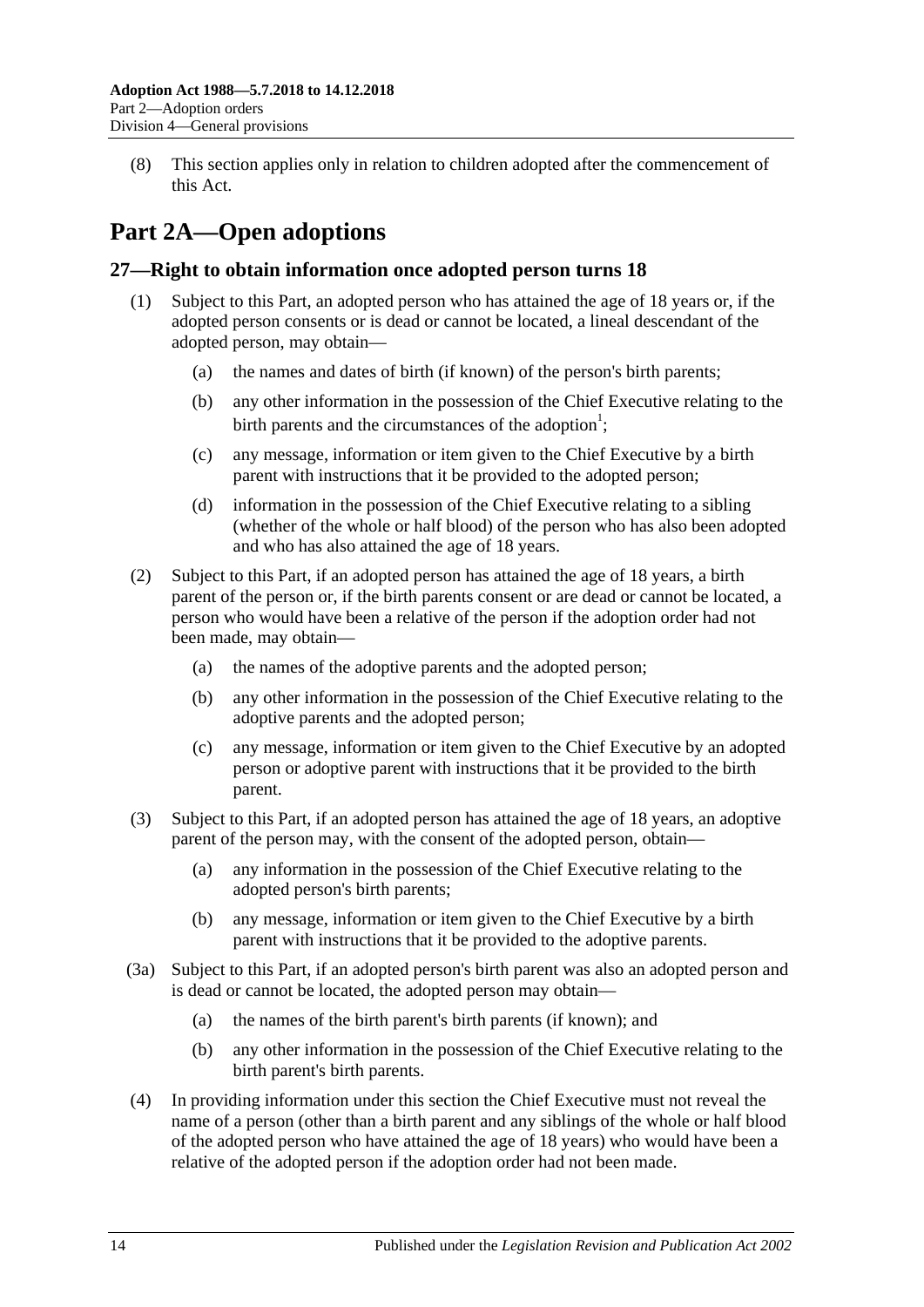(8) This section applies only in relation to children adopted after the commencement of this Act.

# Part 2A—Open adoptions

## 27—Right to obtain information once adopted person turns 18

(1) Subject to this Part, an adopted person who has attained the age of 18 years or, if the adopted person consents or is dead or cannot be located, a lineal descendant of the adopted person, may obtain—

(a) the names and dates of birth (if known) of the person's birth parents;

(b) any other information in the possession of the Chief Executive relating to the birth parents and the circumstances of the adoption[1];

(c) any message, information or item given to the Chief Executive by a birth parent with instructions that it be provided to the adopted person;

(d) information in the possession of the Chief Executive relating to a sibling (whether of the whole or half blood) of the person who has also been adopted and who has also attained the age of 18 years.

(2) Subject to this Part, if an adopted person has attained the age of 18 years, a birth parent of the person or, if the birth parents consent or are dead or cannot be located, a person who would have been a relative of the person if the adoption order had not been made, may obtain—

(a) the names of the adoptive parents and the adopted person;

(b) any other information in the possession of the Chief Executive relating to the adoptive parents and the adopted person;

(c) any message, information or item given to the Chief Executive by an adopted person or adoptive parent with instructions that it be provided to the birth parent.

(3) Subject to this Part, if an adopted person has attained the age of 18 years, an adoptive parent of the person may, with the consent of the adopted person, obtain—

(a) any information in the possession of the Chief Executive relating to the adopted person's birth parents;

(b) any message, information or item given to the Chief Executive by a birth parent with instructions that it be provided to the adoptive parents.

(3a) Subject to this Part, if an adopted person's birth parent was also an adopted person and is dead or cannot be located, the adopted person may obtain—

(a) the names of the birth parent's birth parents (if known); and

(b) any other information in the possession of the Chief Executive relating to the birth parent's birth parents.

(4) In providing information under this section the Chief Executive must not reveal the name of a person (other than a birth parent and any siblings of the whole or half blood of the adopted person who have attained the age of 18 years) who would have been a relative of the adopted person if the adoption order had not been made.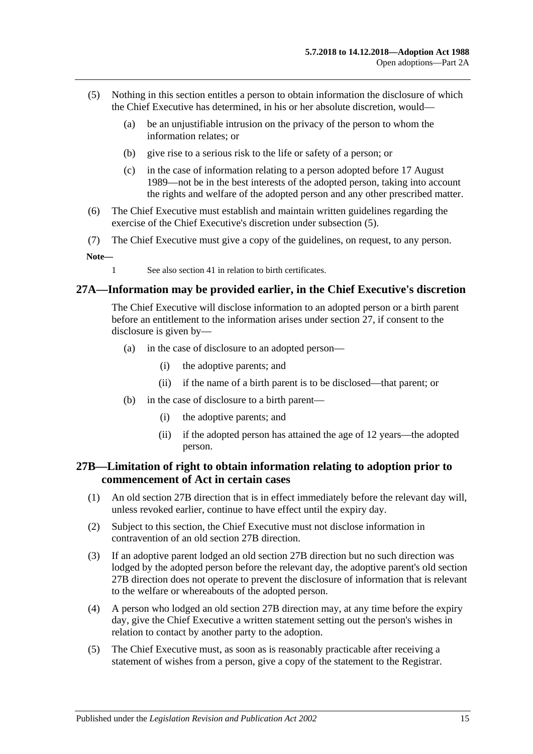(5) Nothing in this section entitles a person to obtain information the disclosure of which the Chief Executive has determined, in his or her absolute discretion, would—

  (a) be an unjustifiable intrusion on the privacy of the person to whom the information relates; or

  (b) give rise to a serious risk to the life or safety of a person; or

  (c) in the case of information relating to a person adopted before 17 August 1989—not be in the best interests of the adopted person, taking into account the rights and welfare of the adopted person and any other prescribed matter.

(6) The Chief Executive must establish and maintain written guidelines regarding the exercise of the Chief Executive's discretion under subsection (5).

(7) The Chief Executive must give a copy of the guidelines, on request, to any person.

**Note—**

1 See also section 41 in relation to birth certificates.

## 27A—Information may be provided earlier, in the Chief Executive's discretion

The Chief Executive will disclose information to an adopted person or a birth parent before an entitlement to the information arises under section 27, if consent to the disclosure is given by—

  (a) in the case of disclosure to an adopted person—

    (i) the adoptive parents; and

    (ii) if the name of a birth parent is to be disclosed—that parent; or

  (b) in the case of disclosure to a birth parent—

    (i) the adoptive parents; and

    (ii) if the adopted person has attained the age of 12 years—the adopted person.

## 27B—Limitation of right to obtain information relating to adoption prior to commencement of Act in certain cases

(1) An old section 27B direction that is in effect immediately before the relevant day will, unless revoked earlier, continue to have effect until the expiry day.

(2) Subject to this section, the Chief Executive must not disclose information in contravention of an old section 27B direction.

(3) If an adoptive parent lodged an old section 27B direction but no such direction was lodged by the adopted person before the relevant day, the adoptive parent's old section 27B direction does not operate to prevent the disclosure of information that is relevant to the welfare or whereabouts of the adopted person.

(4) A person who lodged an old section 27B direction may, at any time before the expiry day, give the Chief Executive a written statement setting out the person's wishes in relation to contact by another party to the adoption.

(5) The Chief Executive must, as soon as is reasonably practicable after receiving a statement of wishes from a person, give a copy of the statement to the Registrar.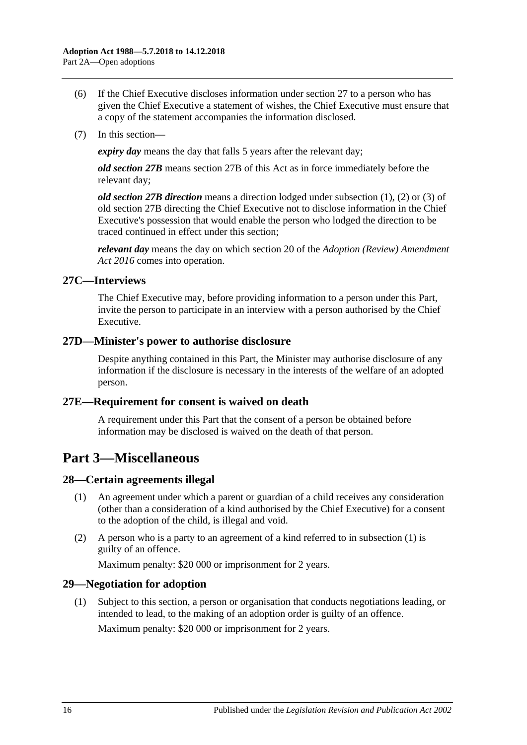(6) If the Chief Executive discloses information under section 27 to a person who has given the Chief Executive a statement of wishes, the Chief Executive must ensure that a copy of the statement accompanies the information disclosed.

(7) In this section—

***expiry day*** means the day that falls 5 years after the relevant day;

***old section 27B*** means section 27B of this Act as in force immediately before the relevant day;

***old section 27B direction*** means a direction lodged under subsection (1), (2) or (3) of old section 27B directing the Chief Executive not to disclose information in the Chief Executive's possession that would enable the person who lodged the direction to be traced continued in effect under this section;

***relevant day*** means the day on which section 20 of the *Adoption (Review) Amendment Act 2016* comes into operation.

### 27C—Interviews

The Chief Executive may, before providing information to a person under this Part, invite the person to participate in an interview with a person authorised by the Chief Executive.

### 27D—Minister's power to authorise disclosure

Despite anything contained in this Part, the Minister may authorise disclosure of any information if the disclosure is necessary in the interests of the welfare of an adopted person.

### 27E—Requirement for consent is waived on death

A requirement under this Part that the consent of a person be obtained before information may be disclosed is waived on the death of that person.

## Part 3—Miscellaneous

### 28—Certain agreements illegal

(1) An agreement under which a parent or guardian of a child receives any consideration (other than a consideration of a kind authorised by the Chief Executive) for a consent to the adoption of the child, is illegal and void.

(2) A person who is a party to an agreement of a kind referred to in subsection (1) is guilty of an offence.

Maximum penalty: $20 000 or imprisonment for 2 years.

### 29—Negotiation for adoption

(1) Subject to this section, a person or organisation that conducts negotiations leading, or intended to lead, to the making of an adoption order is guilty of an offence.

Maximum penalty: $20 000 or imprisonment for 2 years.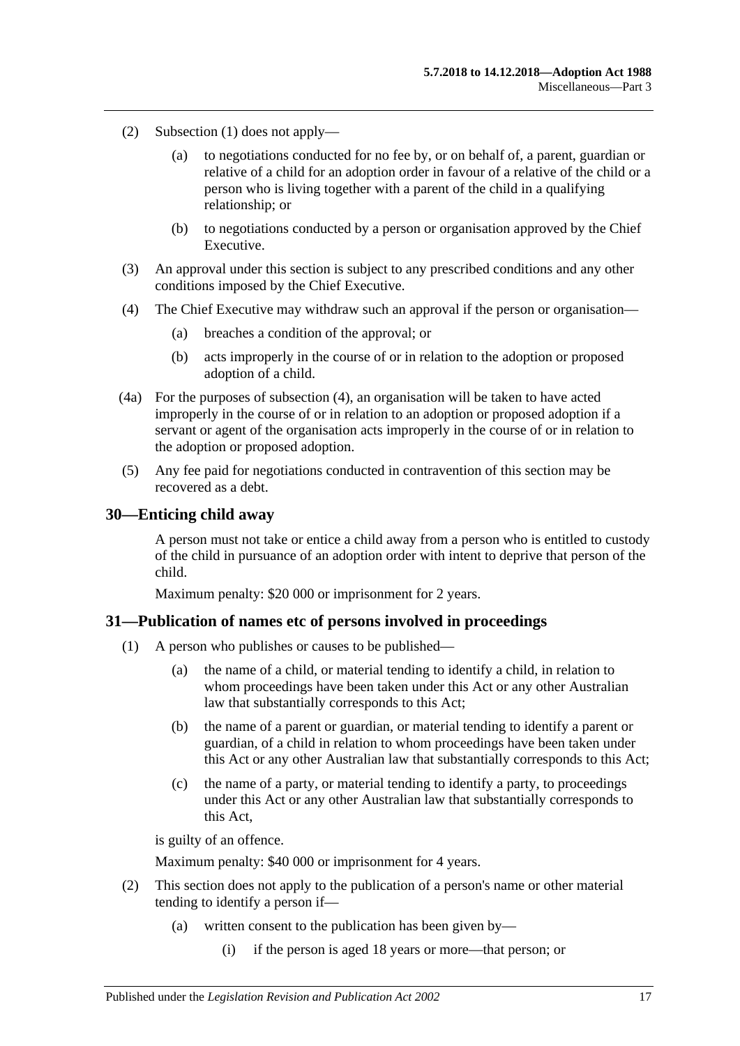(2) Subsection (1) does not apply—

(a) to negotiations conducted for no fee by, or on behalf of, a parent, guardian or relative of a child for an adoption order in favour of a relative of the child or a person who is living together with a parent of the child in a qualifying relationship; or

(b) to negotiations conducted by a person or organisation approved by the Chief Executive.

(3) An approval under this section is subject to any prescribed conditions and any other conditions imposed by the Chief Executive.

(4) The Chief Executive may withdraw such an approval if the person or organisation—

(a) breaches a condition of the approval; or

(b) acts improperly in the course of or in relation to the adoption or proposed adoption of a child.

(4a) For the purposes of subsection (4), an organisation will be taken to have acted improperly in the course of or in relation to an adoption or proposed adoption if a servant or agent of the organisation acts improperly in the course of or in relation to the adoption or proposed adoption.

(5) Any fee paid for negotiations conducted in contravention of this section may be recovered as a debt.

## 30—Enticing child away

A person must not take or entice a child away from a person who is entitled to custody of the child in pursuance of an adoption order with intent to deprive that person of the child.

Maximum penalty: $20 000 or imprisonment for 2 years.

## 31—Publication of names etc of persons involved in proceedings

(1) A person who publishes or causes to be published—

(a) the name of a child, or material tending to identify a child, in relation to whom proceedings have been taken under this Act or any other Australian law that substantially corresponds to this Act;

(b) the name of a parent or guardian, or material tending to identify a parent or guardian, of a child in relation to whom proceedings have been taken under this Act or any other Australian law that substantially corresponds to this Act;

(c) the name of a party, or material tending to identify a party, to proceedings under this Act or any other Australian law that substantially corresponds to this Act,

is guilty of an offence.

Maximum penalty: $40 000 or imprisonment for 4 years.

(2) This section does not apply to the publication of a person's name or other material tending to identify a person if—

(a) written consent to the publication has been given by—

(i) if the person is aged 18 years or more—that person; or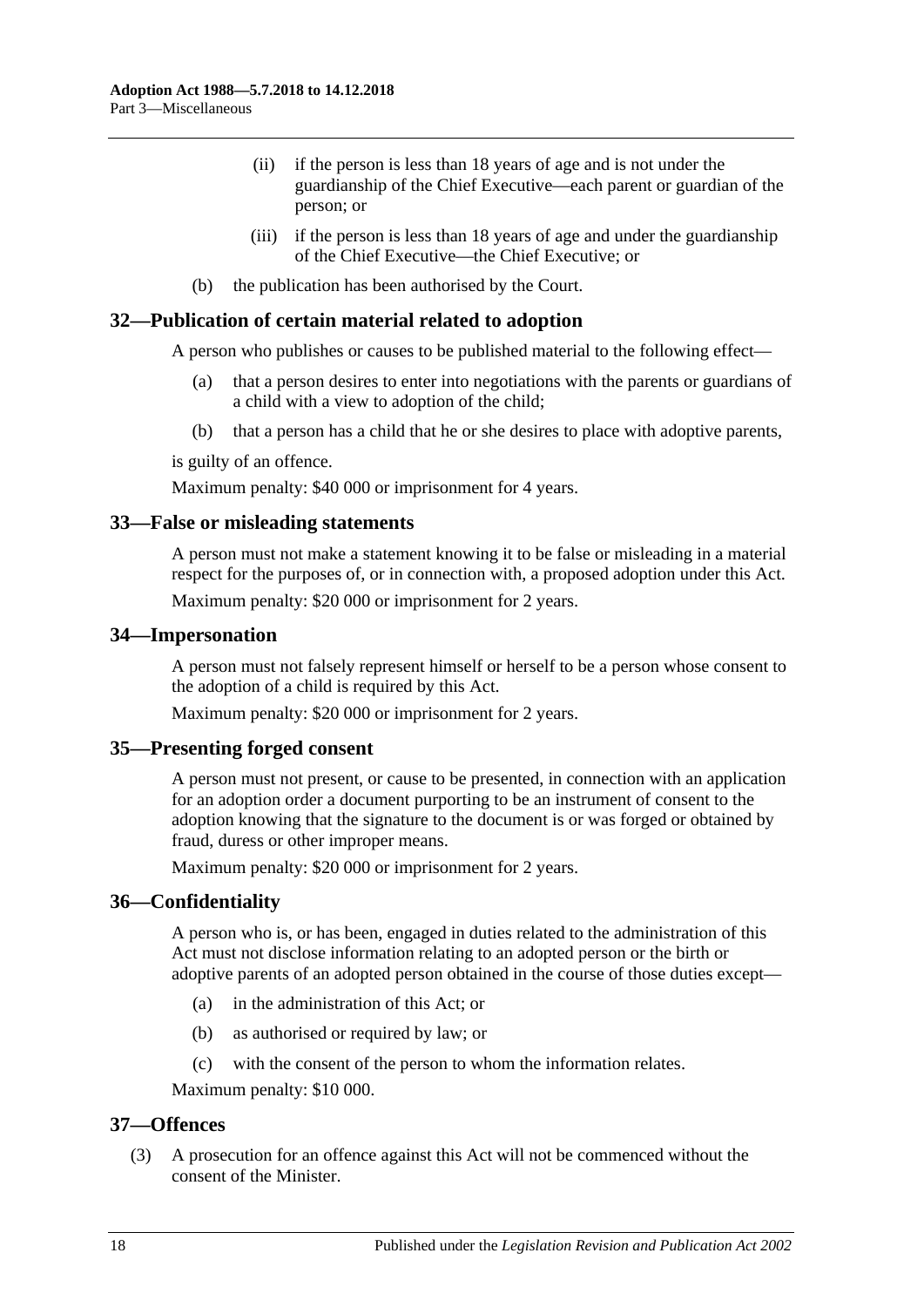(ii) if the person is less than 18 years of age and is not under the guardianship of the Chief Executive—each parent or guardian of the person; or

(iii) if the person is less than 18 years of age and under the guardianship of the Chief Executive—the Chief Executive; or

(b) the publication has been authorised by the Court.

## 32—Publication of certain material related to adoption

A person who publishes or causes to be published material to the following effect—

(a) that a person desires to enter into negotiations with the parents or guardians of a child with a view to adoption of the child;

(b) that a person has a child that he or she desires to place with adoptive parents,

is guilty of an offence.

Maximum penalty: $40 000 or imprisonment for 4 years.

## 33—False or misleading statements

A person must not make a statement knowing it to be false or misleading in a material respect for the purposes of, or in connection with, a proposed adoption under this Act.

Maximum penalty: $20 000 or imprisonment for 2 years.

## 34—Impersonation

A person must not falsely represent himself or herself to be a person whose consent to the adoption of a child is required by this Act.

Maximum penalty: $20 000 or imprisonment for 2 years.

## 35—Presenting forged consent

A person must not present, or cause to be presented, in connection with an application for an adoption order a document purporting to be an instrument of consent to the adoption knowing that the signature to the document is or was forged or obtained by fraud, duress or other improper means.

Maximum penalty: $20 000 or imprisonment for 2 years.

## 36—Confidentiality

A person who is, or has been, engaged in duties related to the administration of this Act must not disclose information relating to an adopted person or the birth or adoptive parents of an adopted person obtained in the course of those duties except—

(a) in the administration of this Act; or

(b) as authorised or required by law; or

(c) with the consent of the person to whom the information relates.

Maximum penalty: $10 000.

## 37—Offences

(3) A prosecution for an offence against this Act will not be commenced without the consent of the Minister.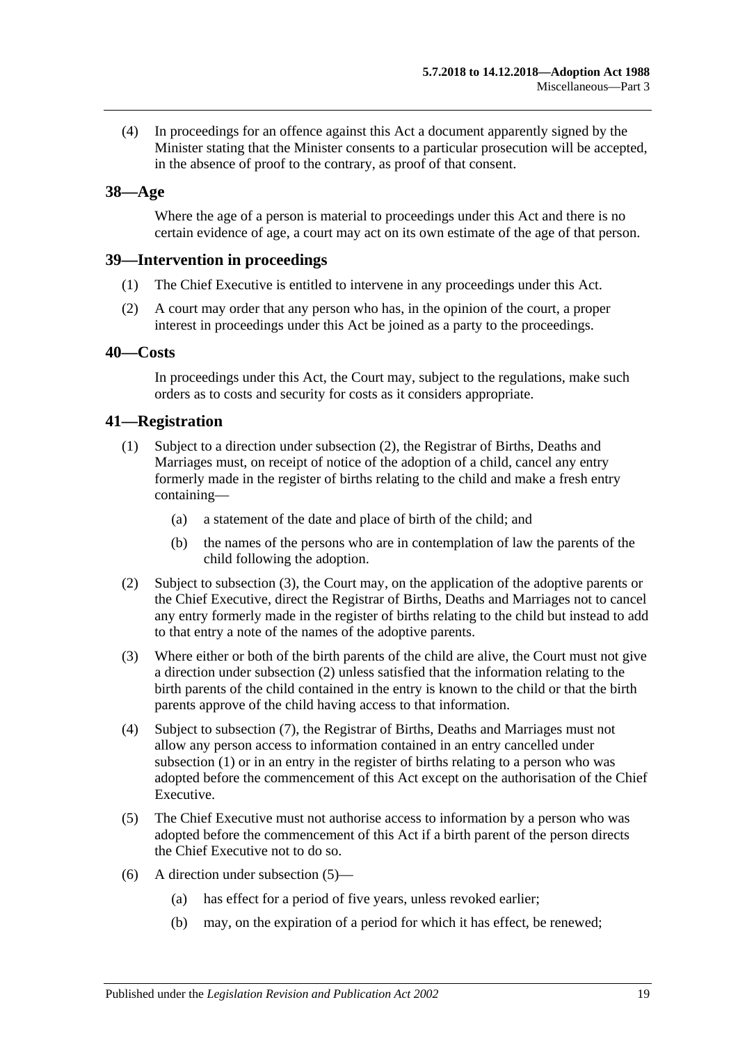(4) In proceedings for an offence against this Act a document apparently signed by the Minister stating that the Minister consents to a particular prosecution will be accepted, in the absence of proof to the contrary, as proof of that consent.

## 38—Age

Where the age of a person is material to proceedings under this Act and there is no certain evidence of age, a court may act on its own estimate of the age of that person.

## 39—Intervention in proceedings

(1) The Chief Executive is entitled to intervene in any proceedings under this Act.

(2) A court may order that any person who has, in the opinion of the court, a proper interest in proceedings under this Act be joined as a party to the proceedings.

## 40—Costs

In proceedings under this Act, the Court may, subject to the regulations, make such orders as to costs and security for costs as it considers appropriate.

## 41—Registration

(1) Subject to a direction under subsection (2), the Registrar of Births, Deaths and Marriages must, on receipt of notice of the adoption of a child, cancel any entry formerly made in the register of births relating to the child and make a fresh entry containing—

- (a) a statement of the date and place of birth of the child; and
- (b) the names of the persons who are in contemplation of law the parents of the child following the adoption.

(2) Subject to subsection (3), the Court may, on the application of the adoptive parents or the Chief Executive, direct the Registrar of Births, Deaths and Marriages not to cancel any entry formerly made in the register of births relating to the child but instead to add to that entry a note of the names of the adoptive parents.

(3) Where either or both of the birth parents of the child are alive, the Court must not give a direction under subsection (2) unless satisfied that the information relating to the birth parents of the child contained in the entry is known to the child or that the birth parents approve of the child having access to that information.

(4) Subject to subsection (7), the Registrar of Births, Deaths and Marriages must not allow any person access to information contained in an entry cancelled under subsection (1) or in an entry in the register of births relating to a person who was adopted before the commencement of this Act except on the authorisation of the Chief Executive.

(5) The Chief Executive must not authorise access to information by a person who was adopted before the commencement of this Act if a birth parent of the person directs the Chief Executive not to do so.

(6) A direction under subsection (5)—

- (a) has effect for a period of five years, unless revoked earlier;
- (b) may, on the expiration of a period for which it has effect, be renewed;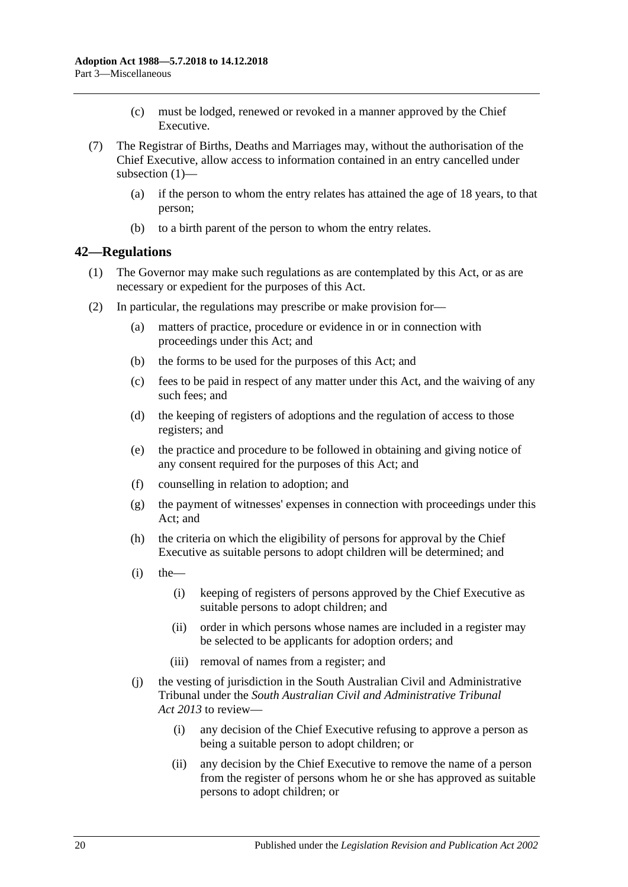(c) must be lodged, renewed or revoked in a manner approved by the Chief Executive.

(7) The Registrar of Births, Deaths and Marriages may, without the authorisation of the Chief Executive, allow access to information contained in an entry cancelled under subsection (1)—

(a) if the person to whom the entry relates has attained the age of 18 years, to that person;

(b) to a birth parent of the person to whom the entry relates.

## 42—Regulations

(1) The Governor may make such regulations as are contemplated by this Act, or as are necessary or expedient for the purposes of this Act.

(2) In particular, the regulations may prescribe or make provision for—

(a) matters of practice, procedure or evidence in or in connection with proceedings under this Act; and

(b) the forms to be used for the purposes of this Act; and

(c) fees to be paid in respect of any matter under this Act, and the waiving of any such fees; and

(d) the keeping of registers of adoptions and the regulation of access to those registers; and

(e) the practice and procedure to be followed in obtaining and giving notice of any consent required for the purposes of this Act; and

(f) counselling in relation to adoption; and

(g) the payment of witnesses' expenses in connection with proceedings under this Act; and

(h) the criteria on which the eligibility of persons for approval by the Chief Executive as suitable persons to adopt children will be determined; and

(i) the—

(i) keeping of registers of persons approved by the Chief Executive as suitable persons to adopt children; and

(ii) order in which persons whose names are included in a register may be selected to be applicants for adoption orders; and

(iii) removal of names from a register; and

(j) the vesting of jurisdiction in the South Australian Civil and Administrative Tribunal under the *South Australian Civil and Administrative Tribunal Act 2013* to review—

(i) any decision of the Chief Executive refusing to approve a person as being a suitable person to adopt children; or

(ii) any decision by the Chief Executive to remove the name of a person from the register of persons whom he or she has approved as suitable persons to adopt children; or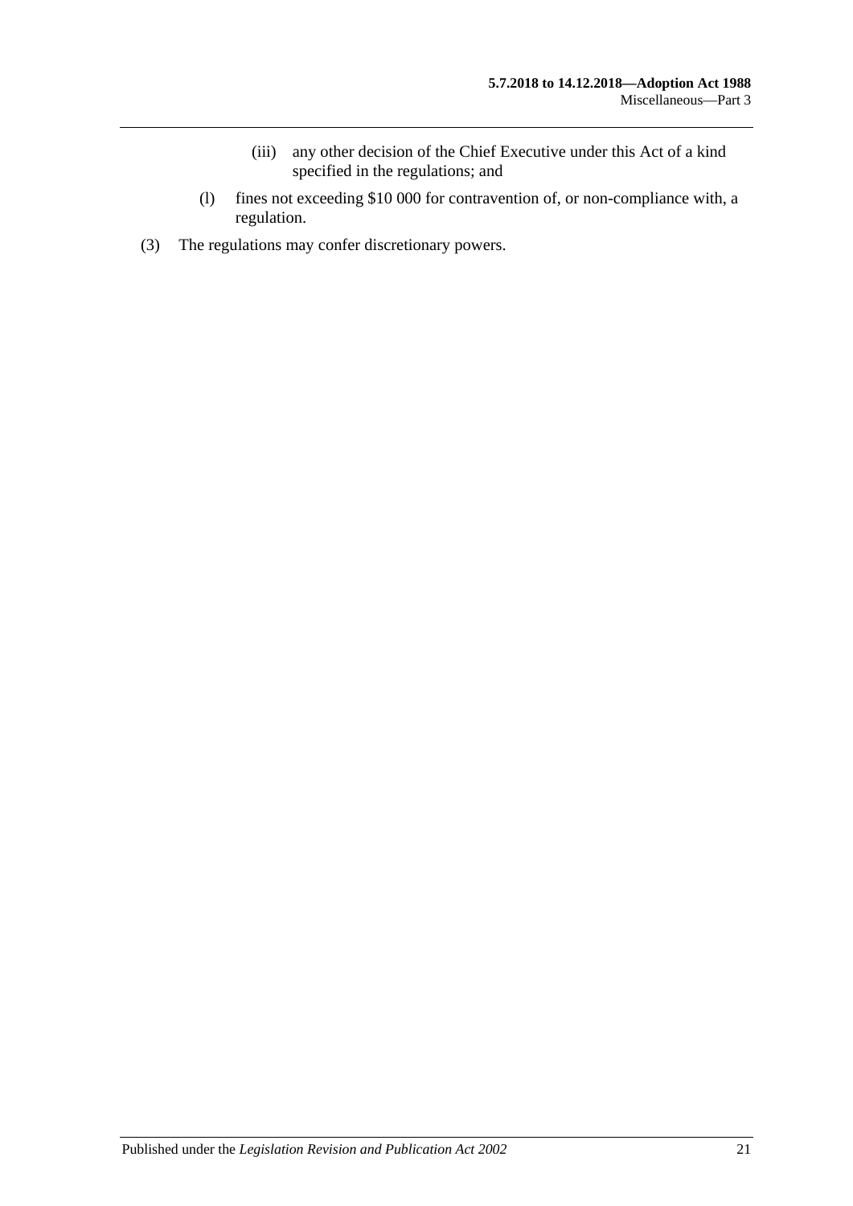(iii) any other decision of the Chief Executive under this Act of a kind specified in the regulations; and

(l) fines not exceeding $10 000 for contravention of, or non-compliance with, a regulation.

(3) The regulations may confer discretionary powers.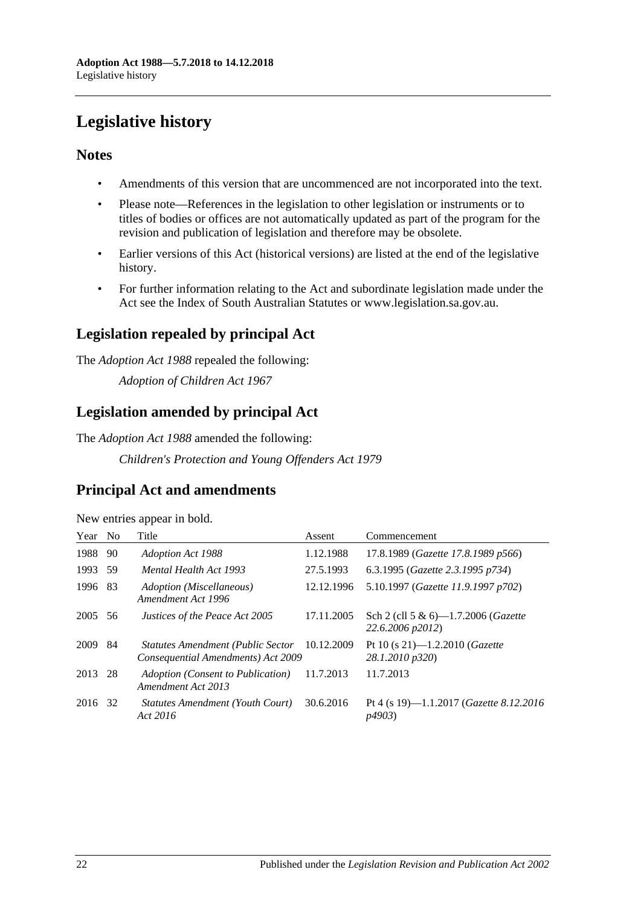# Legislative history

## Notes

- Amendments of this version that are uncommenced are not incorporated into the text.
- Please note—References in the legislation to other legislation or instruments or to titles of bodies or offices are not automatically updated as part of the program for the revision and publication of legislation and therefore may be obsolete.
- Earlier versions of this Act (historical versions) are listed at the end of the legislative history.
- For further information relating to the Act and subordinate legislation made under the Act see the Index of South Australian Statutes or www.legislation.sa.gov.au.

## Legislation repealed by principal Act

The *Adoption Act 1988* repealed the following:

*Adoption of Children Act 1967*

## Legislation amended by principal Act

The *Adoption Act 1988* amended the following:

*Children's Protection and Young Offenders Act 1979*

## Principal Act and amendments

New entries appear in bold.

| Year | No | Title | Assent | Commencement |
|---|---|---|---|---|
| 1988 | 90 | *Adoption Act 1988* | 1.12.1988 | 17.8.1989 (*Gazette 17.8.1989 p566*) |
| 1993 | 59 | *Mental Health Act 1993* | 27.5.1993 | 6.3.1995 (*Gazette 2.3.1995 p734*) |
| 1996 | 83 | *Adoption (Miscellaneous) Amendment Act 1996* | 12.12.1996 | 5.10.1997 (*Gazette 11.9.1997 p702*) |
| 2005 | 56 | *Justices of the Peace Act 2005* | 17.11.2005 | Sch 2 (cll 5 & 6)—1.7.2006 (*Gazette 22.6.2006 p2012*) |
| 2009 | 84 | *Statutes Amendment (Public Sector Consequential Amendments) Act 2009* | 10.12.2009 | Pt 10 (s 21)—1.2.2010 (*Gazette 28.1.2010 p320*) |
| 2013 | 28 | *Adoption (Consent to Publication) Amendment Act 2013* | 11.7.2013 | 11.7.2013 |
| 2016 | 32 | *Statutes Amendment (Youth Court) Act 2016* | 30.6.2016 | Pt 4 (s 19)—1.1.2017 (*Gazette 8.12.2016 p4903*) |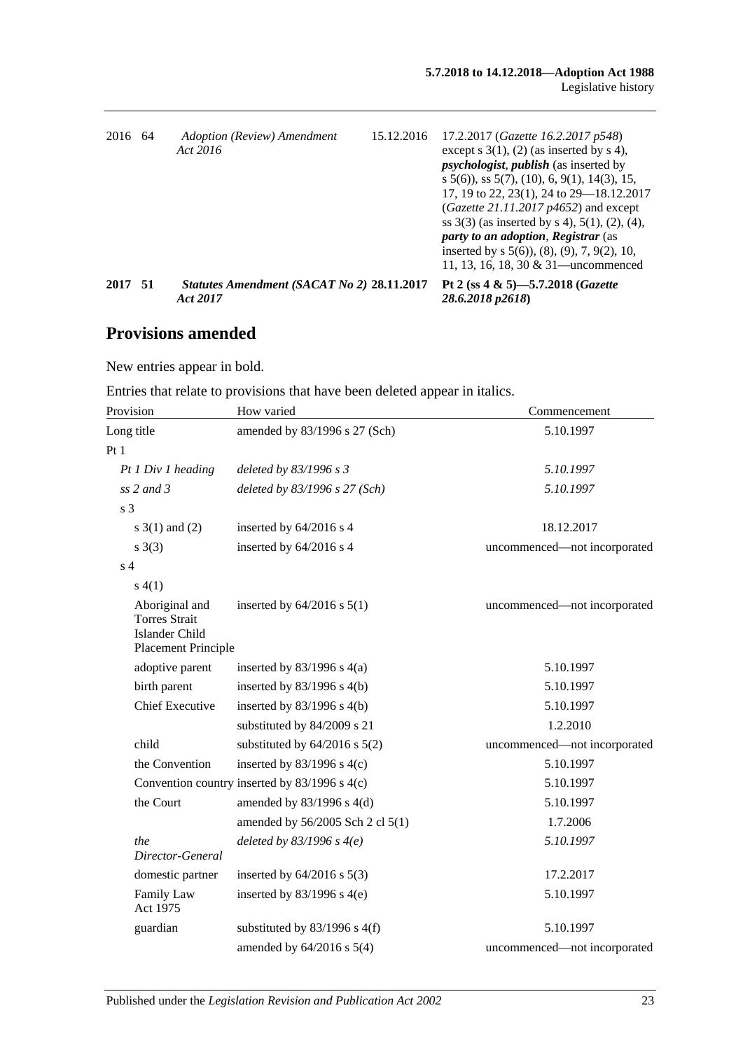| | | | | |
|---|---|---|---|---|
| 2016 | 64 | *Adoption (Review) Amendment Act 2016* | 15.12.2016 | 17.2.2017 (*Gazette 16.2.2017 p548*) except s 3(1), (2) (as inserted by s 4), ***psychologist***, ***publish*** (as inserted by s 5(6)), ss 5(7), (10), 6, 9(1), 14(3), 15, 17, 19 to 22, 23(1), 24 to 29—18.12.2017 (*Gazette 21.11.2017 p4652*) and except ss 3(3) (as inserted by s 4), 5(1), (2), (4), ***party to an adoption***, ***Registrar*** (as inserted by s 5(6)), (8), (9), 7, 9(2), 10, 11, 13, 16, 18, 30 & 31—uncommenced |
| **2017** | **51** | ***Statutes Amendment (SACAT No 2) Act 2017*** | **28.11.2017** | **Pt 2 (ss 4 & 5)—5.7.2018 (*Gazette 28.6.2018 p2618*)** |

## Provisions amended

New entries appear in bold.

Entries that relate to provisions that have been deleted appear in italics.

| Provision | How varied | Commencement |
|---|---|---|
| Long title | amended by 83/1996 s 27 (Sch) | 5.10.1997 |
| Pt 1 | | |
| *Pt 1 Div 1 heading* | *deleted by 83/1996 s 3* | *5.10.1997* |
| *ss 2 and 3* | *deleted by 83/1996 s 27 (Sch)* | *5.10.1997* |
| s 3 | | |
| s 3(1) and (2) | inserted by 64/2016 s 4 | 18.12.2017 |
| s 3(3) | inserted by 64/2016 s 4 | uncommenced—not incorporated |
| s 4 | | |
| s 4(1) | | |
| Aboriginal and Torres Strait Islander Child Placement Principle | inserted by 64/2016 s 5(1) | uncommenced—not incorporated |
| adoptive parent | inserted by 83/1996 s 4(a) | 5.10.1997 |
| birth parent | inserted by 83/1996 s 4(b) | 5.10.1997 |
| Chief Executive | inserted by 83/1996 s 4(b) | 5.10.1997 |
| | substituted by 84/2009 s 21 | 1.2.2010 |
| child | substituted by 64/2016 s 5(2) | uncommenced—not incorporated |
| the Convention | inserted by 83/1996 s 4(c) | 5.10.1997 |
| Convention country | inserted by 83/1996 s 4(c) | 5.10.1997 |
| the Court | amended by 83/1996 s 4(d) | 5.10.1997 |
| | amended by 56/2005 Sch 2 cl 5(1) | 1.7.2006 |
| *the Director-General* | *deleted by 83/1996 s 4(e)* | *5.10.1997* |
| domestic partner | inserted by 64/2016 s 5(3) | 17.2.2017 |
| Family Law Act 1975 | inserted by 83/1996 s 4(e) | 5.10.1997 |
| guardian | substituted by 83/1996 s 4(f) | 5.10.1997 |
| | amended by 64/2016 s 5(4) | uncommenced—not incorporated |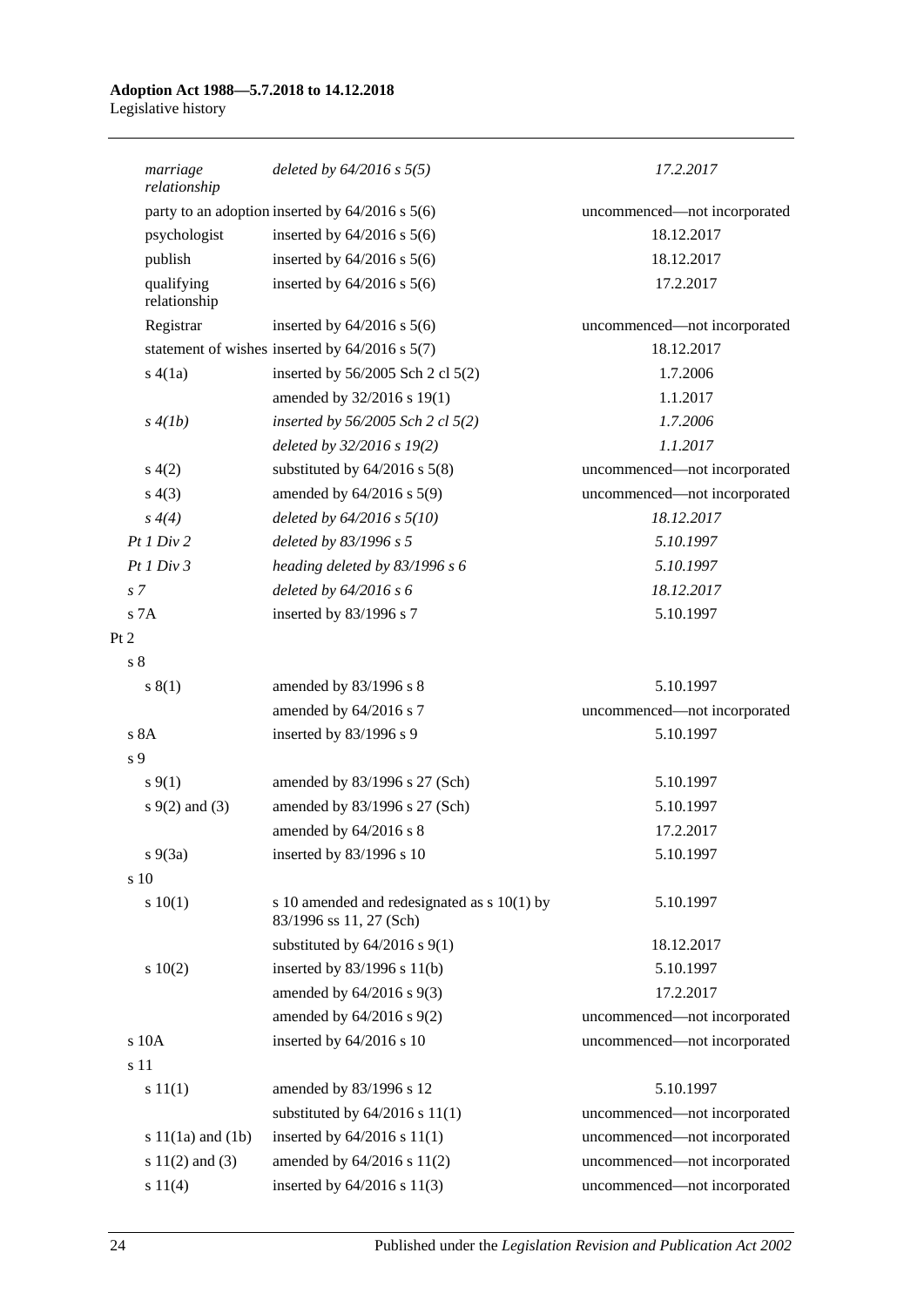| | | |
|---|---|---|
| *marriage relationship* | *deleted by 64/2016 s 5(5)* | *17.2.2017* |
| party to an adoption | inserted by 64/2016 s 5(6) | uncommenced—not incorporated |
| psychologist | inserted by 64/2016 s 5(6) | 18.12.2017 |
| publish | inserted by 64/2016 s 5(6) | 18.12.2017 |
| qualifying relationship | inserted by 64/2016 s 5(6) | 17.2.2017 |
| Registrar | inserted by 64/2016 s 5(6) | uncommenced—not incorporated |
| statement of wishes | inserted by 64/2016 s 5(7) | 18.12.2017 |
| s 4(1a) | inserted by 56/2005 Sch 2 cl 5(2) | 1.7.2006 |
| | amended by 32/2016 s 19(1) | 1.1.2017 |
| *s 4(1b)* | *inserted by 56/2005 Sch 2 cl 5(2)* | *1.7.2006* |
| | *deleted by 32/2016 s 19(2)* | *1.1.2017* |
| s 4(2) | substituted by 64/2016 s 5(8) | uncommenced—not incorporated |
| s 4(3) | amended by 64/2016 s 5(9) | uncommenced—not incorporated |
| *s 4(4)* | *deleted by 64/2016 s 5(10)* | *18.12.2017* |
| *Pt 1 Div 2* | *deleted by 83/1996 s 5* | *5.10.1997* |
| *Pt 1 Div 3* | *heading deleted by 83/1996 s 6* | *5.10.1997* |
| *s 7* | *deleted by 64/2016 s 6* | *18.12.2017* |
| s 7A | inserted by 83/1996 s 7 | 5.10.1997 |
| Pt 2 | | |
| s 8 | | |
| s 8(1) | amended by 83/1996 s 8 | 5.10.1997 |
| | amended by 64/2016 s 7 | uncommenced—not incorporated |
| s 8A | inserted by 83/1996 s 9 | 5.10.1997 |
| s 9 | | |
| s 9(1) | amended by 83/1996 s 27 (Sch) | 5.10.1997 |
| s 9(2) and (3) | amended by 83/1996 s 27 (Sch) | 5.10.1997 |
| | amended by 64/2016 s 8 | 17.2.2017 |
| s 9(3a) | inserted by 83/1996 s 10 | 5.10.1997 |
| s 10 | | |
| s 10(1) | s 10 amended and redesignated as s 10(1) by 83/1996 ss 11, 27 (Sch) | 5.10.1997 |
| | substituted by 64/2016 s 9(1) | 18.12.2017 |
| s 10(2) | inserted by 83/1996 s 11(b) | 5.10.1997 |
| | amended by 64/2016 s 9(3) | 17.2.2017 |
| | amended by 64/2016 s 9(2) | uncommenced—not incorporated |
| s 10A | inserted by 64/2016 s 10 | uncommenced—not incorporated |
| s 11 | | |
| s 11(1) | amended by 83/1996 s 12 | 5.10.1997 |
| | substituted by 64/2016 s 11(1) | uncommenced—not incorporated |
| s 11(1a) and (1b) | inserted by 64/2016 s 11(1) | uncommenced—not incorporated |
| s 11(2) and (3) | amended by 64/2016 s 11(2) | uncommenced—not incorporated |
| s 11(4) | inserted by 64/2016 s 11(3) | uncommenced—not incorporated |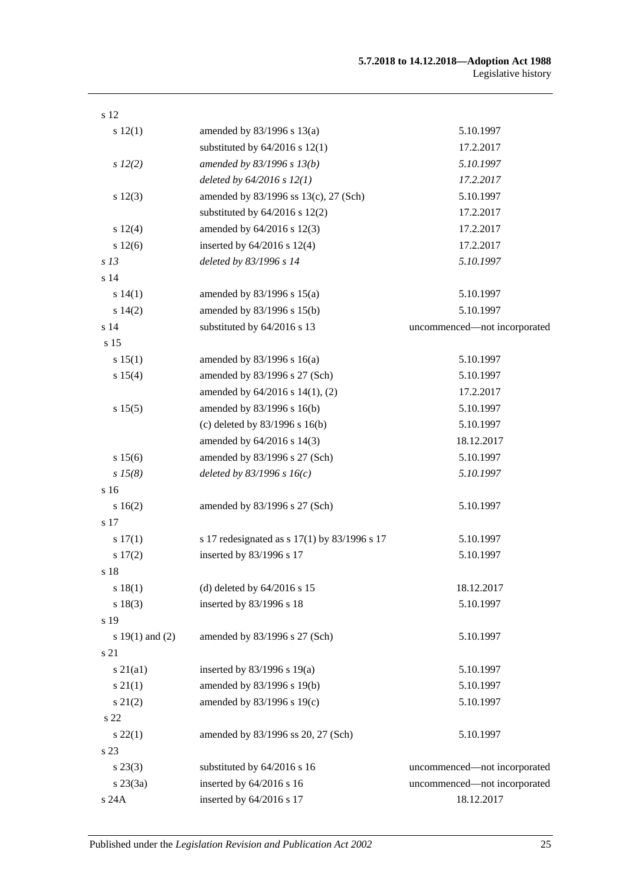| | | |
|---|---|---|
| s 12 | | |
| s 12(1) | amended by 83/1996 s 13(a) | 5.10.1997 |
| | substituted by 64/2016 s 12(1) | 17.2.2017 |
| *s 12(2)* | *amended by 83/1996 s 13(b)* | *5.10.1997* |
| | *deleted by 64/2016 s 12(1)* | *17.2.2017* |
| s 12(3) | amended by 83/1996 ss 13(c), 27 (Sch) | 5.10.1997 |
| | substituted by 64/2016 s 12(2) | 17.2.2017 |
| s 12(4) | amended by 64/2016 s 12(3) | 17.2.2017 |
| s 12(6) | inserted by 64/2016 s 12(4) | 17.2.2017 |
| *s 13* | *deleted by 83/1996 s 14* | *5.10.1997* |
| s 14 | | |
| s 14(1) | amended by 83/1996 s 15(a) | 5.10.1997 |
| s 14(2) | amended by 83/1996 s 15(b) | 5.10.1997 |
| s 14 | substituted by 64/2016 s 13 | uncommenced—not incorporated |
| s 15 | | |
| s 15(1) | amended by 83/1996 s 16(a) | 5.10.1997 |
| s 15(4) | amended by 83/1996 s 27 (Sch) | 5.10.1997 |
| | amended by 64/2016 s 14(1), (2) | 17.2.2017 |
| s 15(5) | amended by 83/1996 s 16(b) | 5.10.1997 |
| | (c) deleted by 83/1996 s 16(b) | 5.10.1997 |
| | amended by 64/2016 s 14(3) | 18.12.2017 |
| s 15(6) | amended by 83/1996 s 27 (Sch) | 5.10.1997 |
| *s 15(8)* | *deleted by 83/1996 s 16(c)* | *5.10.1997* |
| s 16 | | |
| s 16(2) | amended by 83/1996 s 27 (Sch) | 5.10.1997 |
| s 17 | | |
| s 17(1) | s 17 redesignated as s 17(1) by 83/1996 s 17 | 5.10.1997 |
| s 17(2) | inserted by 83/1996 s 17 | 5.10.1997 |
| s 18 | | |
| s 18(1) | (d) deleted by 64/2016 s 15 | 18.12.2017 |
| s 18(3) | inserted by 83/1996 s 18 | 5.10.1997 |
| s 19 | | |
| s 19(1) and (2) | amended by 83/1996 s 27 (Sch) | 5.10.1997 |
| s 21 | | |
| s 21(a1) | inserted by 83/1996 s 19(a) | 5.10.1997 |
| s 21(1) | amended by 83/1996 s 19(b) | 5.10.1997 |
| s 21(2) | amended by 83/1996 s 19(c) | 5.10.1997 |
| s 22 | | |
| s 22(1) | amended by 83/1996 ss 20, 27 (Sch) | 5.10.1997 |
| s 23 | | |
| s 23(3) | substituted by 64/2016 s 16 | uncommenced—not incorporated |
| s 23(3a) | inserted by 64/2016 s 16 | uncommenced—not incorporated |
| s 24A | inserted by 64/2016 s 17 | 18.12.2017 |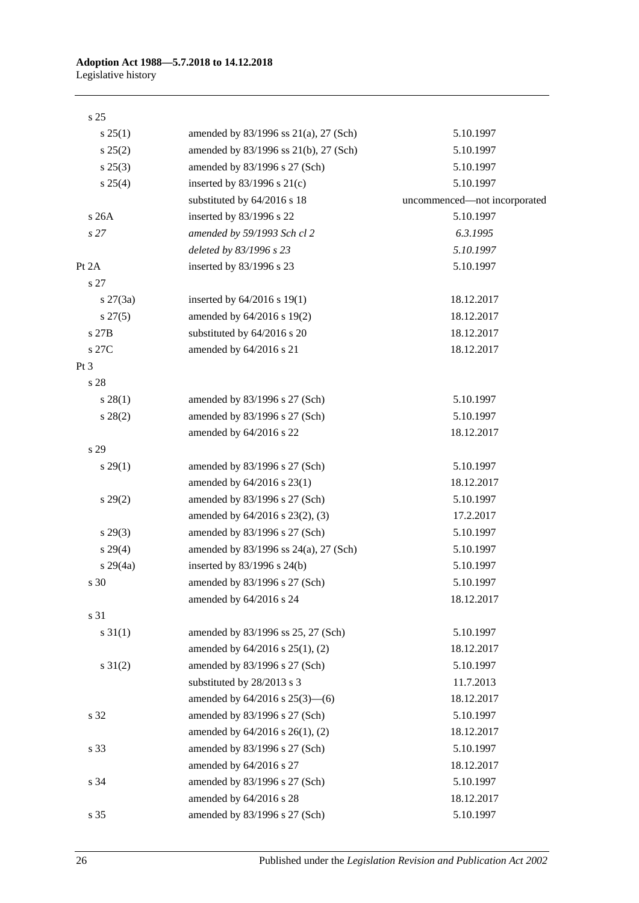| | | |
|---|---|---|
| s 25 | | |
| s 25(1) | amended by 83/1996 ss 21(a), 27 (Sch) | 5.10.1997 |
| s 25(2) | amended by 83/1996 ss 21(b), 27 (Sch) | 5.10.1997 |
| s 25(3) | amended by 83/1996 s 27 (Sch) | 5.10.1997 |
| s 25(4) | inserted by 83/1996 s 21(c) | 5.10.1997 |
| | substituted by 64/2016 s 18 | uncommenced—not incorporated |
| s 26A | inserted by 83/1996 s 22 | 5.10.1997 |
| *s 27* | *amended by 59/1993 Sch cl 2* | *6.3.1995* |
| | *deleted by 83/1996 s 23* | *5.10.1997* |
| Pt 2A | inserted by 83/1996 s 23 | 5.10.1997 |
| s 27 | | |
| s 27(3a) | inserted by 64/2016 s 19(1) | 18.12.2017 |
| s 27(5) | amended by 64/2016 s 19(2) | 18.12.2017 |
| s 27B | substituted by 64/2016 s 20 | 18.12.2017 |
| s 27C | amended by 64/2016 s 21 | 18.12.2017 |
| Pt 3 | | |
| s 28 | | |
| s 28(1) | amended by 83/1996 s 27 (Sch) | 5.10.1997 |
| s 28(2) | amended by 83/1996 s 27 (Sch) | 5.10.1997 |
| | amended by 64/2016 s 22 | 18.12.2017 |
| s 29 | | |
| s 29(1) | amended by 83/1996 s 27 (Sch) | 5.10.1997 |
| | amended by 64/2016 s 23(1) | 18.12.2017 |
| s 29(2) | amended by 83/1996 s 27 (Sch) | 5.10.1997 |
| | amended by 64/2016 s 23(2), (3) | 17.2.2017 |
| s 29(3) | amended by 83/1996 s 27 (Sch) | 5.10.1997 |
| s 29(4) | amended by 83/1996 ss 24(a), 27 (Sch) | 5.10.1997 |
| s 29(4a) | inserted by 83/1996 s 24(b) | 5.10.1997 |
| s 30 | amended by 83/1996 s 27 (Sch) | 5.10.1997 |
| | amended by 64/2016 s 24 | 18.12.2017 |
| s 31 | | |
| s 31(1) | amended by 83/1996 ss 25, 27 (Sch) | 5.10.1997 |
| | amended by 64/2016 s 25(1), (2) | 18.12.2017 |
| s 31(2) | amended by 83/1996 s 27 (Sch) | 5.10.1997 |
| | substituted by 28/2013 s 3 | 11.7.2013 |
| | amended by 64/2016 s 25(3)—(6) | 18.12.2017 |
| s 32 | amended by 83/1996 s 27 (Sch) | 5.10.1997 |
| | amended by 64/2016 s 26(1), (2) | 18.12.2017 |
| s 33 | amended by 83/1996 s 27 (Sch) | 5.10.1997 |
| | amended by 64/2016 s 27 | 18.12.2017 |
| s 34 | amended by 83/1996 s 27 (Sch) | 5.10.1997 |
| | amended by 64/2016 s 28 | 18.12.2017 |
| s 35 | amended by 83/1996 s 27 (Sch) | 5.10.1997 |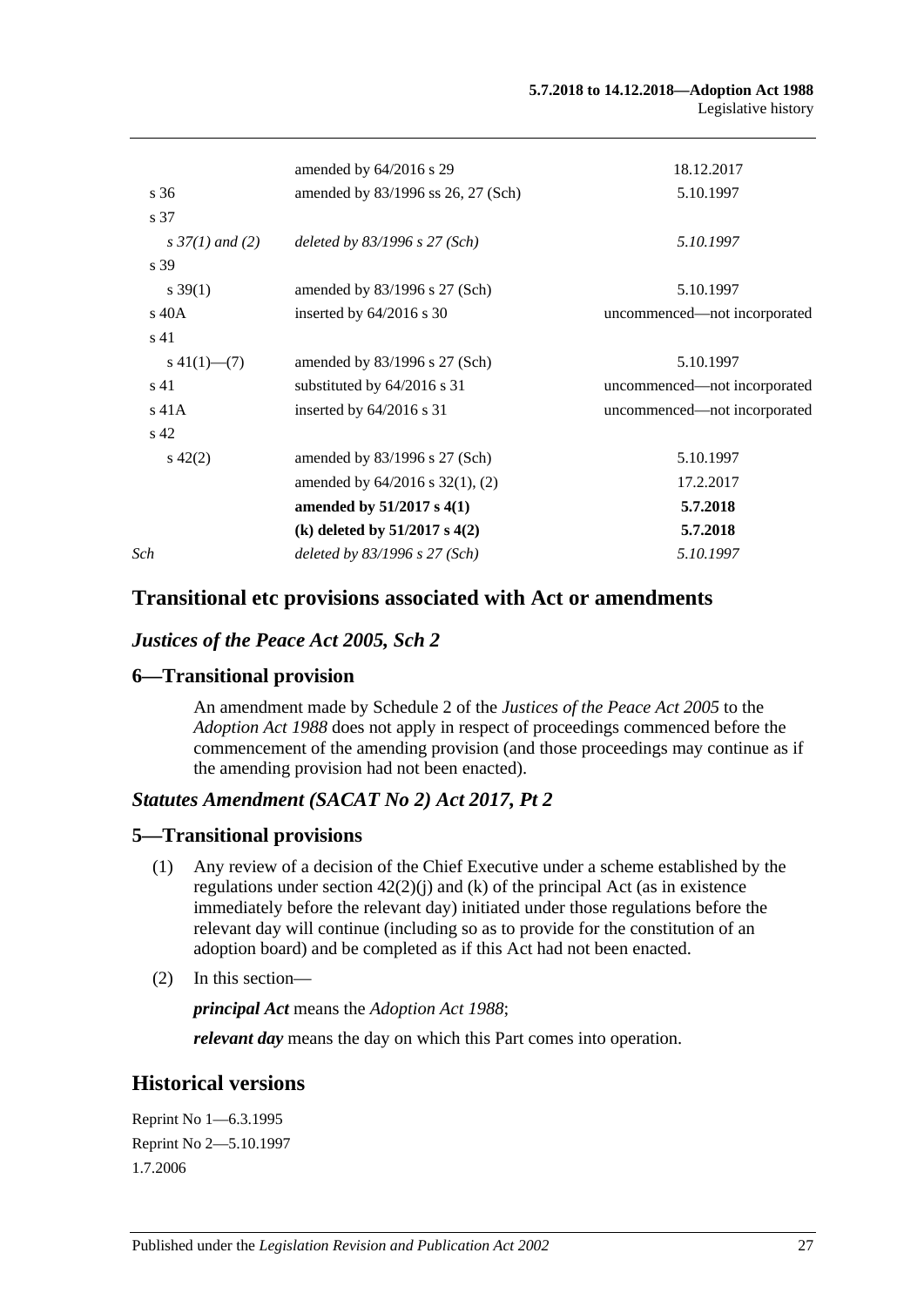| | | |
|---|---|---|
| | amended by 64/2016 s 29 | 18.12.2017 |
| s 36 | amended by 83/1996 ss 26, 27 (Sch) | 5.10.1997 |
| s 37 | | |
| *s 37(1) and (2)* | *deleted by 83/1996 s 27 (Sch)* | *5.10.1997* |
| s 39 | | |
| s 39(1) | amended by 83/1996 s 27 (Sch) | 5.10.1997 |
| s 40A | inserted by 64/2016 s 30 | uncommenced—not incorporated |
| s 41 | | |
| s 41(1)—(7) | amended by 83/1996 s 27 (Sch) | 5.10.1997 |
| s 41 | substituted by 64/2016 s 31 | uncommenced—not incorporated |
| s 41A | inserted by 64/2016 s 31 | uncommenced—not incorporated |
| s 42 | | |
| s 42(2) | amended by 83/1996 s 27 (Sch) | 5.10.1997 |
| | amended by 64/2016 s 32(1), (2) | 17.2.2017 |
| | **amended by 51/2017 s 4(1)** | **5.7.2018** |
| | **(k) deleted by 51/2017 s 4(2)** | **5.7.2018** |
| *Sch* | *deleted by 83/1996 s 27 (Sch)* | *5.10.1997* |

## Transitional etc provisions associated with Act or amendments

### *Justices of the Peace Act 2005, Sch 2*

### 6—Transitional provision

An amendment made by Schedule 2 of the *Justices of the Peace Act 2005* to the *Adoption Act 1988* does not apply in respect of proceedings commenced before the commencement of the amending provision (and those proceedings may continue as if the amending provision had not been enacted).

### *Statutes Amendment (SACAT No 2) Act 2017, Pt 2*

### 5—Transitional provisions

(1) Any review of a decision of the Chief Executive under a scheme established by the regulations under section 42(2)(j) and (k) of the principal Act (as in existence immediately before the relevant day) initiated under those regulations before the relevant day will continue (including so as to provide for the constitution of an adoption board) and be completed as if this Act had not been enacted.

(2) In this section—

***principal Act*** means the *Adoption Act 1988*;

***relevant day*** means the day on which this Part comes into operation.

## Historical versions

Reprint No 1—6.3.1995

Reprint No 2—5.10.1997

1.7.2006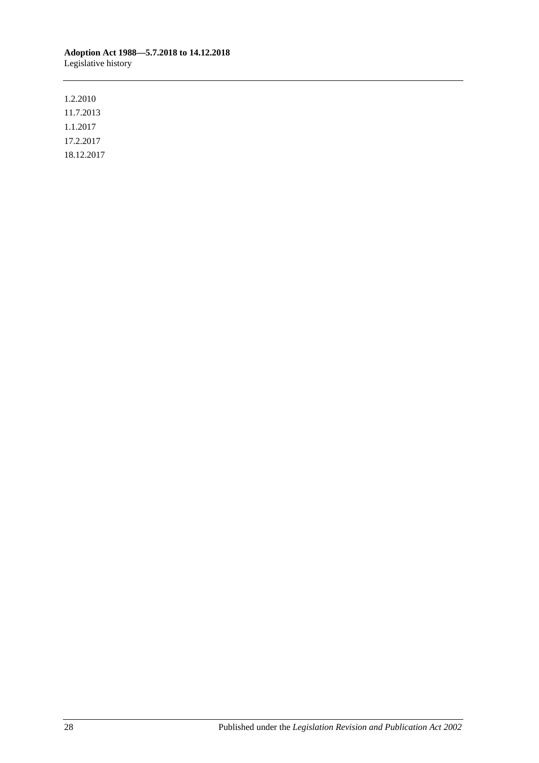1.2.2010

11.7.2013

1.1.2017

17.2.2017

18.12.2017